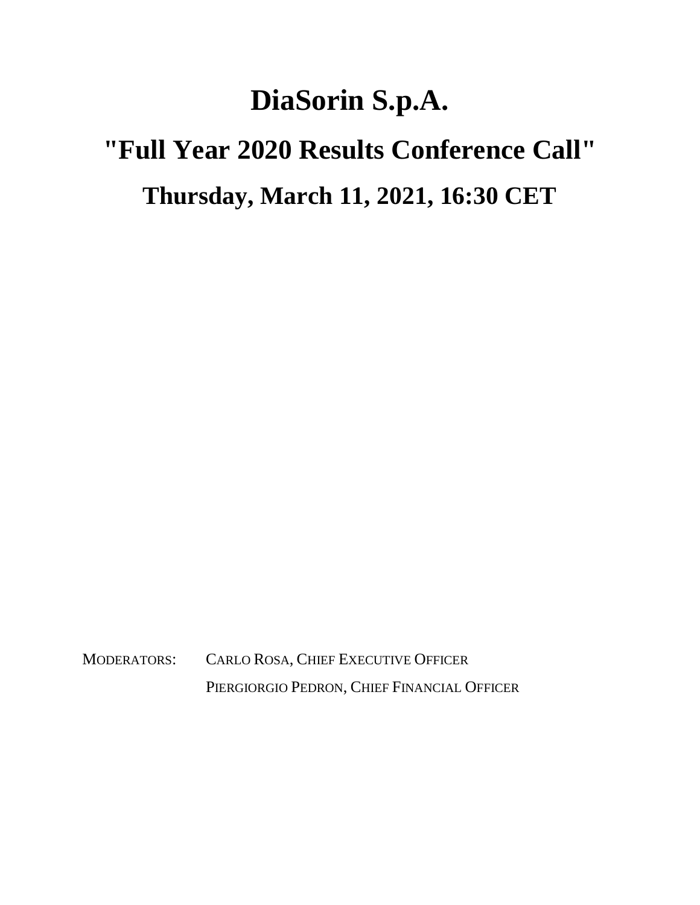# DiaSorin S.p.A.

# "Full Year 2020 Results Conference Call"

## Thursday, March 11, 2021, 16:30 CET

MODERATORS: CARLO ROSA, CHIEF EXECUTIVE OFFICER

PIERGIORGIO PEDRON, CHIEF FINANCIAL OFFICER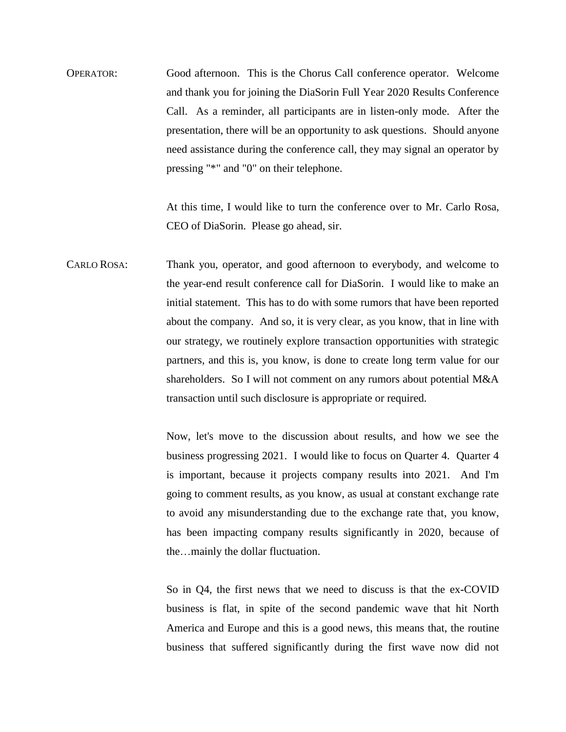OPERATOR: Good afternoon. This is the Chorus Call conference operator. Welcome and thank you for joining the DiaSorin Full Year 2020 Results Conference Call. As a reminder, all participants are in listen-only mode. After the presentation, there will be an opportunity to ask questions. Should anyone need assistance during the conference call, they may signal an operator by pressing "*" and "0" on their telephone.

At this time, I would like to turn the conference over to Mr. Carlo Rosa, CEO of DiaSorin. Please go ahead, sir.

CARLO ROSA: Thank you, operator, and good afternoon to everybody, and welcome to the year-end result conference call for DiaSorin. I would like to make an initial statement. This has to do with some rumors that have been reported about the company. And so, it is very clear, as you know, that in line with our strategy, we routinely explore transaction opportunities with strategic partners, and this is, you know, is done to create long term value for our shareholders. So I will not comment on any rumors about potential M&A transaction until such disclosure is appropriate or required.

Now, let's move to the discussion about results, and how we see the business progressing 2021. I would like to focus on Quarter 4. Quarter 4 is important, because it projects company results into 2021. And I'm going to comment results, as you know, as usual at constant exchange rate to avoid any misunderstanding due to the exchange rate that, you know, has been impacting company results significantly in 2020, because of the…mainly the dollar fluctuation.

So in Q4, the first news that we need to discuss is that the ex-COVID business is flat, in spite of the second pandemic wave that hit North America and Europe and this is a good news, this means that, the routine business that suffered significantly during the first wave now did not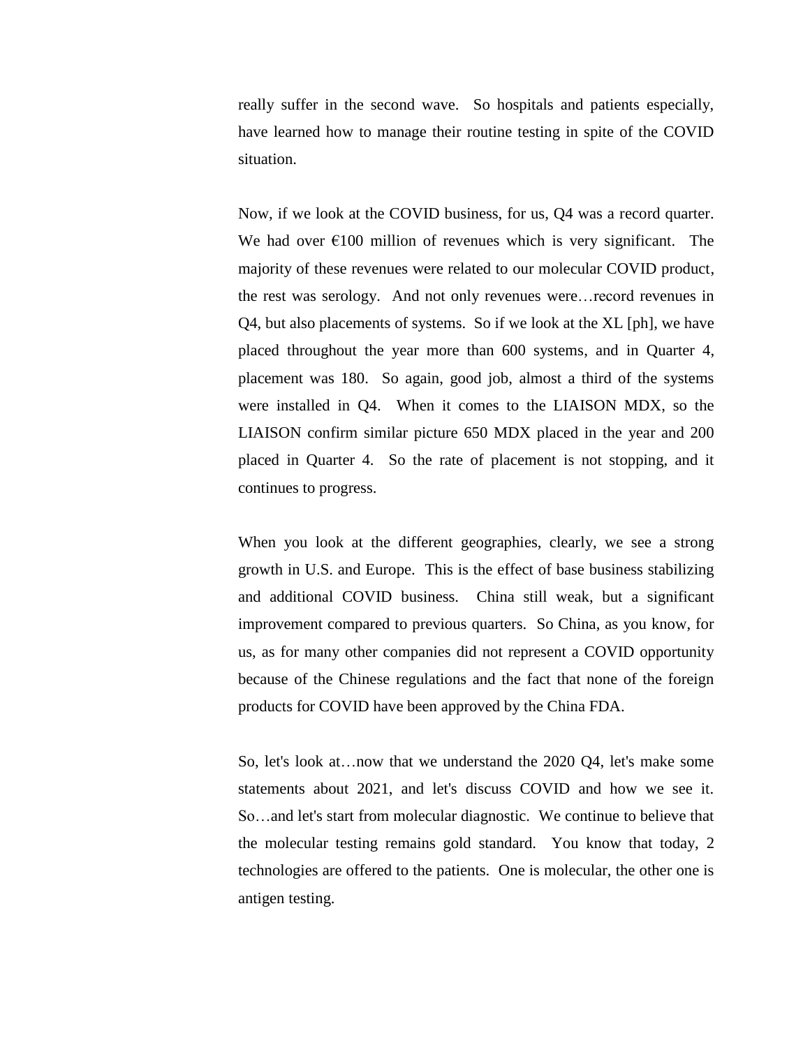really suffer in the second wave. So hospitals and patients especially, have learned how to manage their routine testing in spite of the COVID situation.

Now, if we look at the COVID business, for us, Q4 was a record quarter. We had over €100 million of revenues which is very significant. The majority of these revenues were related to our molecular COVID product, the rest was serology. And not only revenues were…record revenues in Q4, but also placements of systems. So if we look at the XL [ph], we have placed throughout the year more than 600 systems, and in Quarter 4, placement was 180. So again, good job, almost a third of the systems were installed in Q4. When it comes to the LIAISON MDX, so the LIAISON confirm similar picture 650 MDX placed in the year and 200 placed in Quarter 4. So the rate of placement is not stopping, and it continues to progress.

When you look at the different geographies, clearly, we see a strong growth in U.S. and Europe. This is the effect of base business stabilizing and additional COVID business. China still weak, but a significant improvement compared to previous quarters. So China, as you know, for us, as for many other companies did not represent a COVID opportunity because of the Chinese regulations and the fact that none of the foreign products for COVID have been approved by the China FDA.

So, let's look at…now that we understand the 2020 Q4, let's make some statements about 2021, and let's discuss COVID and how we see it. So…and let's start from molecular diagnostic. We continue to believe that the molecular testing remains gold standard. You know that today, 2 technologies are offered to the patients. One is molecular, the other one is antigen testing.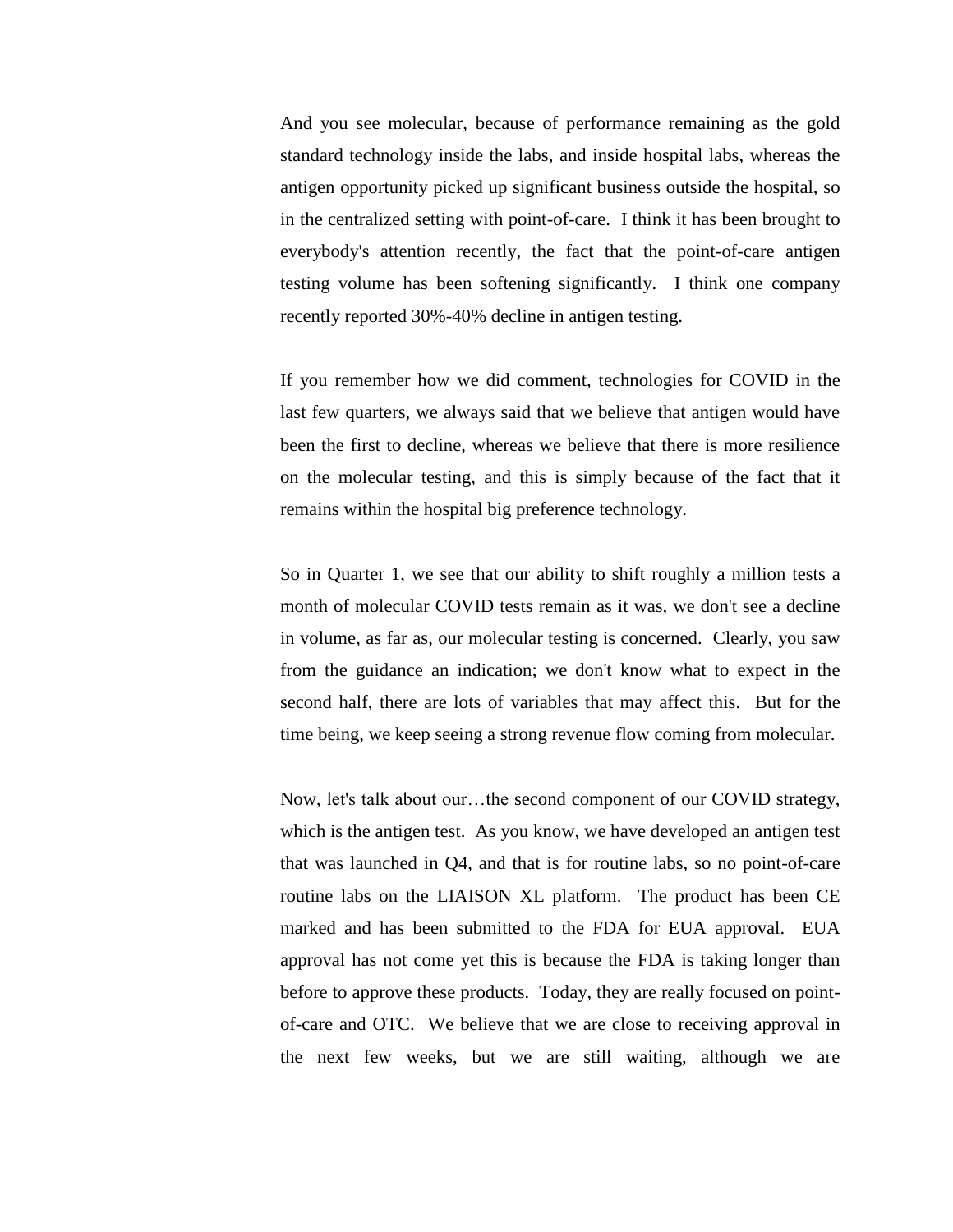And you see molecular, because of performance remaining as the gold standard technology inside the labs, and inside hospital labs, whereas the antigen opportunity picked up significant business outside the hospital, so in the centralized setting with point-of-care. I think it has been brought to everybody's attention recently, the fact that the point-of-care antigen testing volume has been softening significantly. I think one company recently reported 30%-40% decline in antigen testing.

If you remember how we did comment, technologies for COVID in the last few quarters, we always said that we believe that antigen would have been the first to decline, whereas we believe that there is more resilience on the molecular testing, and this is simply because of the fact that it remains within the hospital big preference technology.

So in Quarter 1, we see that our ability to shift roughly a million tests a month of molecular COVID tests remain as it was, we don't see a decline in volume, as far as, our molecular testing is concerned. Clearly, you saw from the guidance an indication; we don't know what to expect in the second half, there are lots of variables that may affect this. But for the time being, we keep seeing a strong revenue flow coming from molecular.

Now, let's talk about our…the second component of our COVID strategy, which is the antigen test. As you know, we have developed an antigen test that was launched in Q4, and that is for routine labs, so no point-of-care routine labs on the LIAISON XL platform. The product has been CE marked and has been submitted to the FDA for EUA approval. EUA approval has not come yet this is because the FDA is taking longer than before to approve these products. Today, they are really focused on point-of-care and OTC. We believe that we are close to receiving approval in the next few weeks, but we are still waiting, although we are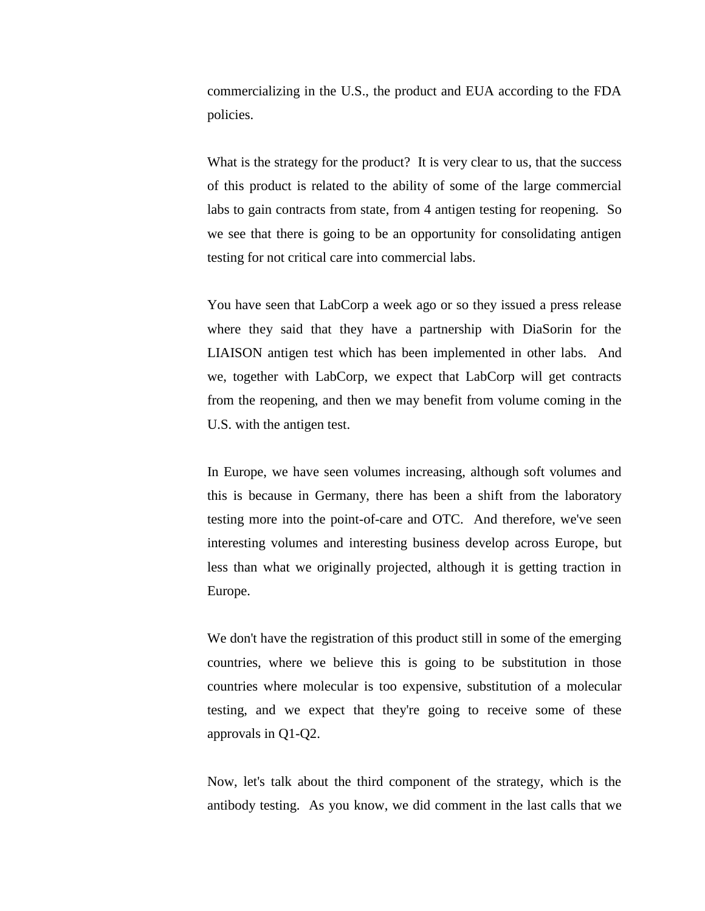commercializing in the U.S., the product and EUA according to the FDA policies.

What is the strategy for the product? It is very clear to us, that the success of this product is related to the ability of some of the large commercial labs to gain contracts from state, from 4 antigen testing for reopening. So we see that there is going to be an opportunity for consolidating antigen testing for not critical care into commercial labs.

You have seen that LabCorp a week ago or so they issued a press release where they said that they have a partnership with DiaSorin for the LIAISON antigen test which has been implemented in other labs. And we, together with LabCorp, we expect that LabCorp will get contracts from the reopening, and then we may benefit from volume coming in the U.S. with the antigen test.

In Europe, we have seen volumes increasing, although soft volumes and this is because in Germany, there has been a shift from the laboratory testing more into the point-of-care and OTC. And therefore, we've seen interesting volumes and interesting business develop across Europe, but less than what we originally projected, although it is getting traction in Europe.

We don't have the registration of this product still in some of the emerging countries, where we believe this is going to be substitution in those countries where molecular is too expensive, substitution of a molecular testing, and we expect that they're going to receive some of these approvals in Q1-Q2.

Now, let's talk about the third component of the strategy, which is the antibody testing. As you know, we did comment in the last calls that we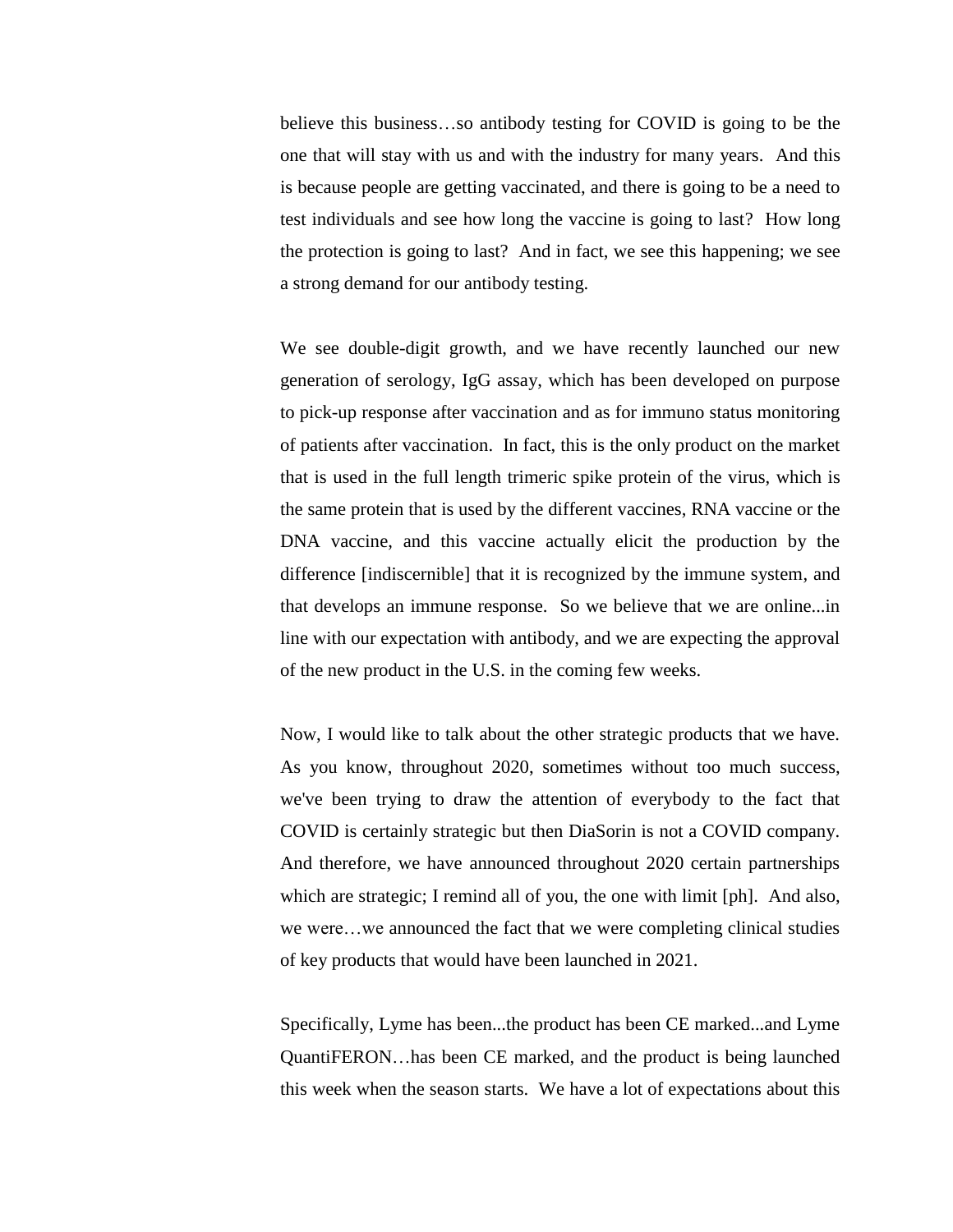believe this business…so antibody testing for COVID is going to be the one that will stay with us and with the industry for many years. And this is because people are getting vaccinated, and there is going to be a need to test individuals and see how long the vaccine is going to last? How long the protection is going to last? And in fact, we see this happening; we see a strong demand for our antibody testing.

We see double-digit growth, and we have recently launched our new generation of serology, IgG assay, which has been developed on purpose to pick-up response after vaccination and as for immuno status monitoring of patients after vaccination. In fact, this is the only product on the market that is used in the full length trimeric spike protein of the virus, which is the same protein that is used by the different vaccines, RNA vaccine or the DNA vaccine, and this vaccine actually elicit the production by the difference [indiscernible] that it is recognized by the immune system, and that develops an immune response. So we believe that we are online...in line with our expectation with antibody, and we are expecting the approval of the new product in the U.S. in the coming few weeks.

Now, I would like to talk about the other strategic products that we have. As you know, throughout 2020, sometimes without too much success, we've been trying to draw the attention of everybody to the fact that COVID is certainly strategic but then DiaSorin is not a COVID company. And therefore, we have announced throughout 2020 certain partnerships which are strategic; I remind all of you, the one with limit [ph]. And also, we were…we announced the fact that we were completing clinical studies of key products that would have been launched in 2021.

Specifically, Lyme has been...the product has been CE marked...and Lyme QuantiFERON…has been CE marked, and the product is being launched this week when the season starts. We have a lot of expectations about this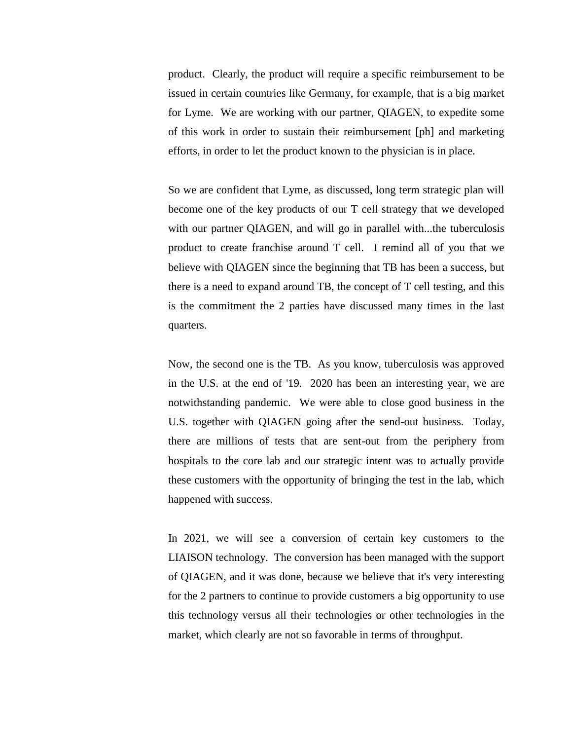product. Clearly, the product will require a specific reimbursement to be issued in certain countries like Germany, for example, that is a big market for Lyme. We are working with our partner, QIAGEN, to expedite some of this work in order to sustain their reimbursement [ph] and marketing efforts, in order to let the product known to the physician is in place.

So we are confident that Lyme, as discussed, long term strategic plan will become one of the key products of our T cell strategy that we developed with our partner QIAGEN, and will go in parallel with...the tuberculosis product to create franchise around T cell. I remind all of you that we believe with QIAGEN since the beginning that TB has been a success, but there is a need to expand around TB, the concept of T cell testing, and this is the commitment the 2 parties have discussed many times in the last quarters.

Now, the second one is the TB. As you know, tuberculosis was approved in the U.S. at the end of '19. 2020 has been an interesting year, we are notwithstanding pandemic. We were able to close good business in the U.S. together with QIAGEN going after the send-out business. Today, there are millions of tests that are sent-out from the periphery from hospitals to the core lab and our strategic intent was to actually provide these customers with the opportunity of bringing the test in the lab, which happened with success.

In 2021, we will see a conversion of certain key customers to the LIAISON technology. The conversion has been managed with the support of QIAGEN, and it was done, because we believe that it's very interesting for the 2 partners to continue to provide customers a big opportunity to use this technology versus all their technologies or other technologies in the market, which clearly are not so favorable in terms of throughput.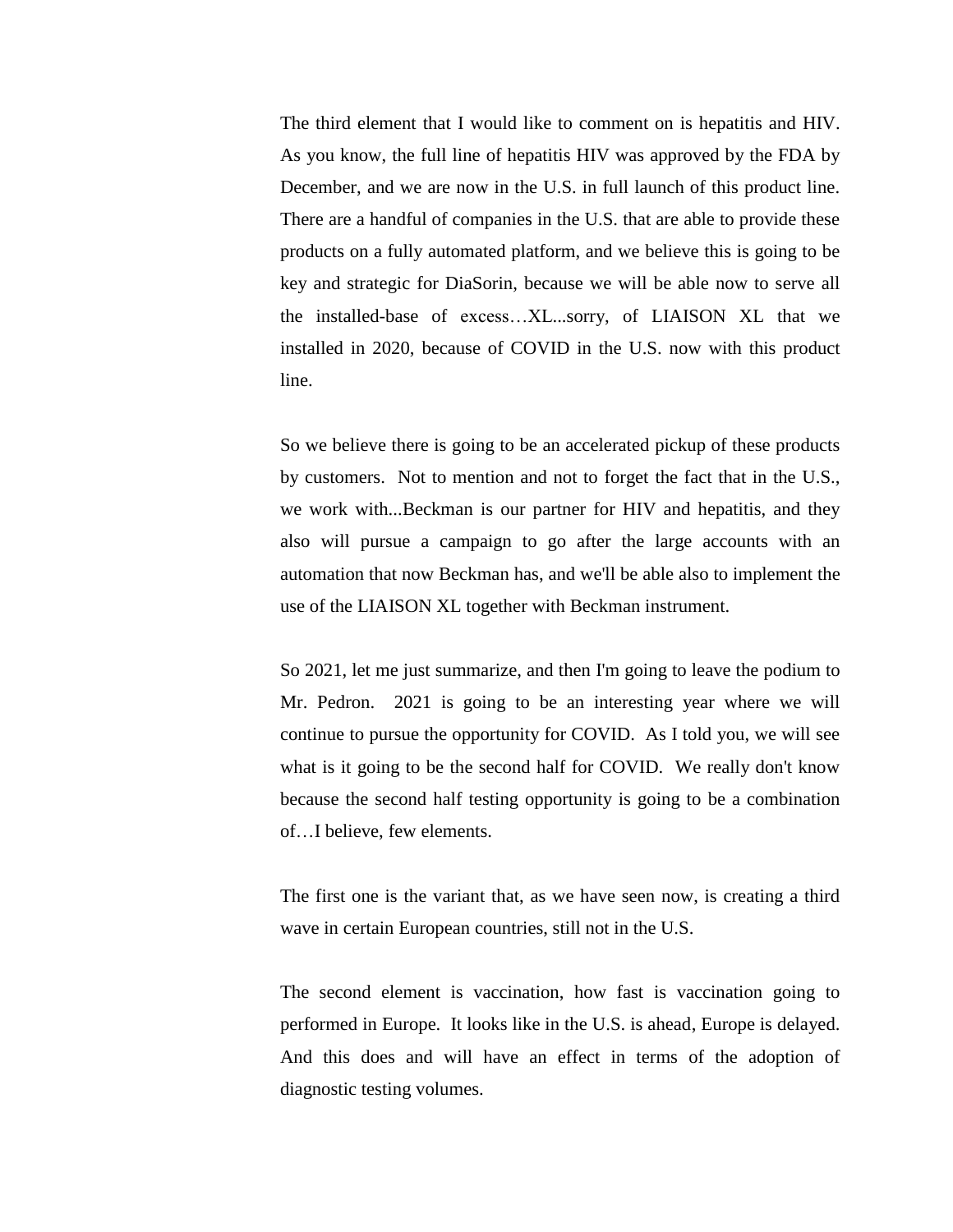The third element that I would like to comment on is hepatitis and HIV. As you know, the full line of hepatitis HIV was approved by the FDA by December, and we are now in the U.S. in full launch of this product line. There are a handful of companies in the U.S. that are able to provide these products on a fully automated platform, and we believe this is going to be key and strategic for DiaSorin, because we will be able now to serve all the installed-base of excess…XL...sorry, of LIAISON XL that we installed in 2020, because of COVID in the U.S. now with this product line.

So we believe there is going to be an accelerated pickup of these products by customers. Not to mention and not to forget the fact that in the U.S., we work with...Beckman is our partner for HIV and hepatitis, and they also will pursue a campaign to go after the large accounts with an automation that now Beckman has, and we'll be able also to implement the use of the LIAISON XL together with Beckman instrument.

So 2021, let me just summarize, and then I'm going to leave the podium to Mr. Pedron. 2021 is going to be an interesting year where we will continue to pursue the opportunity for COVID. As I told you, we will see what is it going to be the second half for COVID. We really don't know because the second half testing opportunity is going to be a combination of…I believe, few elements.

The first one is the variant that, as we have seen now, is creating a third wave in certain European countries, still not in the U.S.

The second element is vaccination, how fast is vaccination going to performed in Europe. It looks like in the U.S. is ahead, Europe is delayed. And this does and will have an effect in terms of the adoption of diagnostic testing volumes.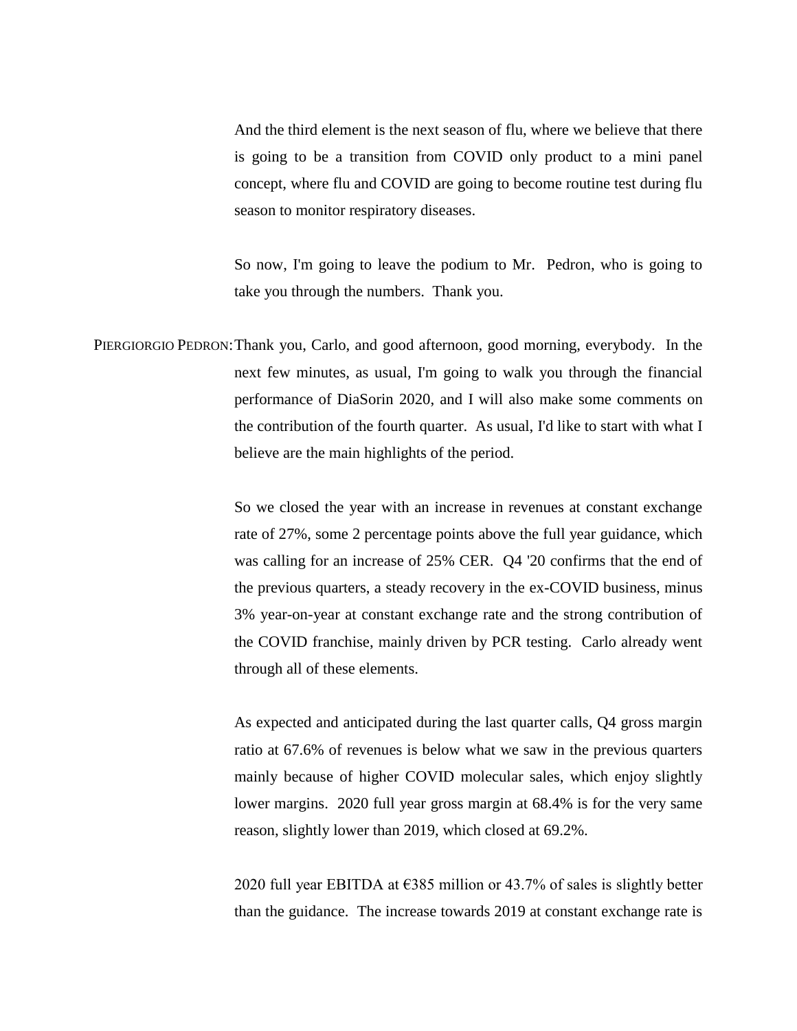And the third element is the next season of flu, where we believe that there is going to be a transition from COVID only product to a mini panel concept, where flu and COVID are going to become routine test during flu season to monitor respiratory diseases.

So now, I'm going to leave the podium to Mr. Pedron, who is going to take you through the numbers. Thank you.

PIERGIORGIO PEDRON: Thank you, Carlo, and good afternoon, good morning, everybody. In the next few minutes, as usual, I'm going to walk you through the financial performance of DiaSorin 2020, and I will also make some comments on the contribution of the fourth quarter. As usual, I'd like to start with what I believe are the main highlights of the period.

So we closed the year with an increase in revenues at constant exchange rate of 27%, some 2 percentage points above the full year guidance, which was calling for an increase of 25% CER. Q4 '20 confirms that the end of the previous quarters, a steady recovery in the ex-COVID business, minus 3% year-on-year at constant exchange rate and the strong contribution of the COVID franchise, mainly driven by PCR testing. Carlo already went through all of these elements.

As expected and anticipated during the last quarter calls, Q4 gross margin ratio at 67.6% of revenues is below what we saw in the previous quarters mainly because of higher COVID molecular sales, which enjoy slightly lower margins. 2020 full year gross margin at 68.4% is for the very same reason, slightly lower than 2019, which closed at 69.2%.

2020 full year EBITDA at €385 million or 43.7% of sales is slightly better than the guidance. The increase towards 2019 at constant exchange rate is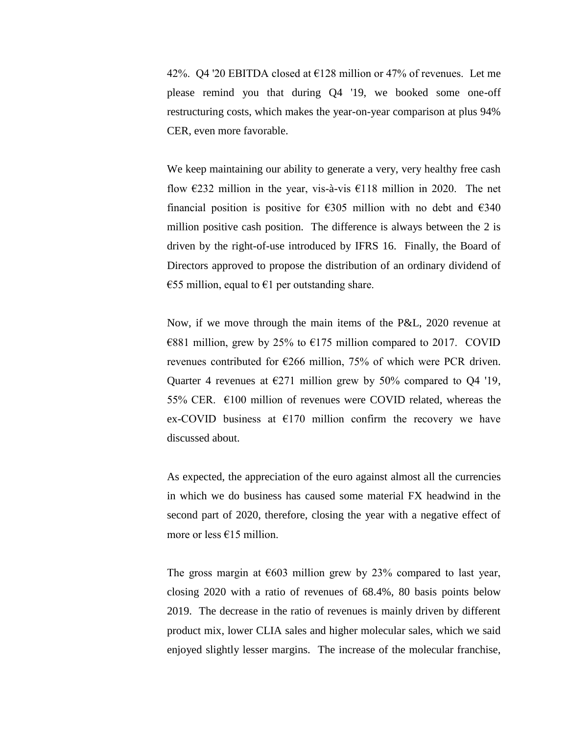42%. Q4 '20 EBITDA closed at €128 million or 47% of revenues. Let me please remind you that during Q4 '19, we booked some one-off restructuring costs, which makes the year-on-year comparison at plus 94% CER, even more favorable.

We keep maintaining our ability to generate a very, very healthy free cash flow €232 million in the year, vis-à-vis €118 million in 2020. The net financial position is positive for €305 million with no debt and €340 million positive cash position. The difference is always between the 2 is driven by the right-of-use introduced by IFRS 16. Finally, the Board of Directors approved to propose the distribution of an ordinary dividend of €55 million, equal to €1 per outstanding share.

Now, if we move through the main items of the P&L, 2020 revenue at €881 million, grew by 25% to €175 million compared to 2017. COVID revenues contributed for €266 million, 75% of which were PCR driven. Quarter 4 revenues at €271 million grew by 50% compared to Q4 '19, 55% CER. €100 million of revenues were COVID related, whereas the ex-COVID business at €170 million confirm the recovery we have discussed about.

As expected, the appreciation of the euro against almost all the currencies in which we do business has caused some material FX headwind in the second part of 2020, therefore, closing the year with a negative effect of more or less €15 million.

The gross margin at €603 million grew by 23% compared to last year, closing 2020 with a ratio of revenues of 68.4%, 80 basis points below 2019. The decrease in the ratio of revenues is mainly driven by different product mix, lower CLIA sales and higher molecular sales, which we said enjoyed slightly lesser margins. The increase of the molecular franchise,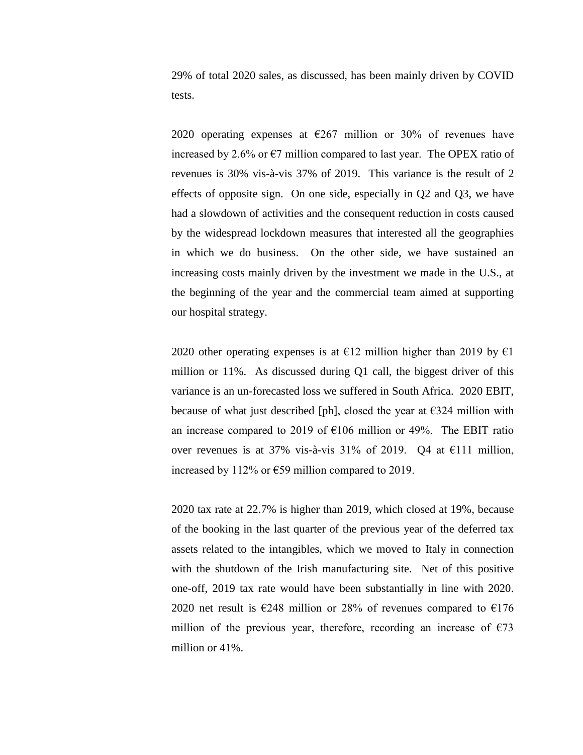29% of total 2020 sales, as discussed, has been mainly driven by COVID tests.

2020 operating expenses at €267 million or 30% of revenues have increased by 2.6% or €7 million compared to last year. The OPEX ratio of revenues is 30% vis-à-vis 37% of 2019. This variance is the result of 2 effects of opposite sign. On one side, especially in Q2 and Q3, we have had a slowdown of activities and the consequent reduction in costs caused by the widespread lockdown measures that interested all the geographies in which we do business. On the other side, we have sustained an increasing costs mainly driven by the investment we made in the U.S., at the beginning of the year and the commercial team aimed at supporting our hospital strategy.

2020 other operating expenses is at €12 million higher than 2019 by €1 million or 11%. As discussed during Q1 call, the biggest driver of this variance is an un-forecasted loss we suffered in South Africa. 2020 EBIT, because of what just described [ph], closed the year at €324 million with an increase compared to 2019 of €106 million or 49%. The EBIT ratio over revenues is at 37% vis-à-vis 31% of 2019. Q4 at €111 million, increased by 112% or €59 million compared to 2019.

2020 tax rate at 22.7% is higher than 2019, which closed at 19%, because of the booking in the last quarter of the previous year of the deferred tax assets related to the intangibles, which we moved to Italy in connection with the shutdown of the Irish manufacturing site. Net of this positive one-off, 2019 tax rate would have been substantially in line with 2020. 2020 net result is €248 million or 28% of revenues compared to €176 million of the previous year, therefore, recording an increase of €73 million or 41%.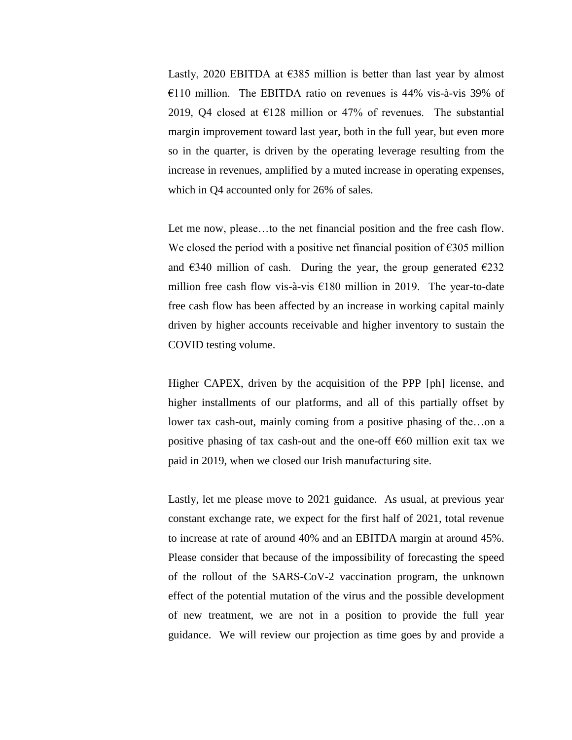Lastly, 2020 EBITDA at €385 million is better than last year by almost €110 million. The EBITDA ratio on revenues is 44% vis-à-vis 39% of 2019, Q4 closed at €128 million or 47% of revenues. The substantial margin improvement toward last year, both in the full year, but even more so in the quarter, is driven by the operating leverage resulting from the increase in revenues, amplified by a muted increase in operating expenses, which in Q4 accounted only for 26% of sales.

Let me now, please…to the net financial position and the free cash flow. We closed the period with a positive net financial position of €305 million and €340 million of cash. During the year, the group generated €232 million free cash flow vis-à-vis €180 million in 2019. The year-to-date free cash flow has been affected by an increase in working capital mainly driven by higher accounts receivable and higher inventory to sustain the COVID testing volume.

Higher CAPEX, driven by the acquisition of the PPP [ph] license, and higher installments of our platforms, and all of this partially offset by lower tax cash-out, mainly coming from a positive phasing of the…on a positive phasing of tax cash-out and the one-off €60 million exit tax we paid in 2019, when we closed our Irish manufacturing site.

Lastly, let me please move to 2021 guidance. As usual, at previous year constant exchange rate, we expect for the first half of 2021, total revenue to increase at rate of around 40% and an EBITDA margin at around 45%. Please consider that because of the impossibility of forecasting the speed of the rollout of the SARS-CoV-2 vaccination program, the unknown effect of the potential mutation of the virus and the possible development of new treatment, we are not in a position to provide the full year guidance. We will review our projection as time goes by and provide a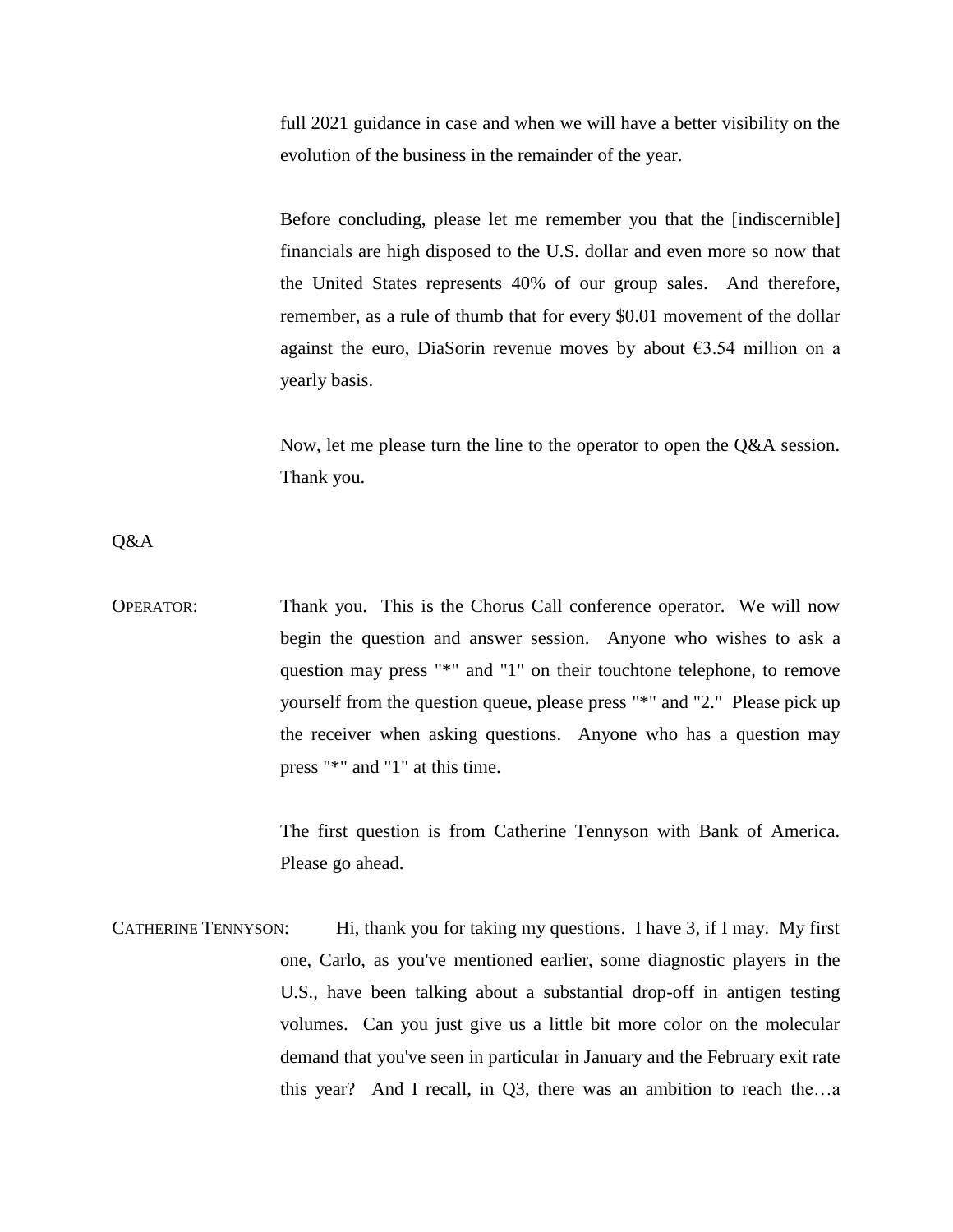full 2021 guidance in case and when we will have a better visibility on the evolution of the business in the remainder of the year.

Before concluding, please let me remember you that the [indiscernible] financials are high disposed to the U.S. dollar and even more so now that the United States represents 40% of our group sales. And therefore, remember, as a rule of thumb that for every $0.01 movement of the dollar against the euro, DiaSorin revenue moves by about €3.54 million on a yearly basis.

Now, let me please turn the line to the operator to open the Q&A session. Thank you.

Q&A

OPERATOR: Thank you. This is the Chorus Call conference operator. We will now begin the question and answer session. Anyone who wishes to ask a question may press "*" and "1" on their touchtone telephone, to remove yourself from the question queue, please press "*" and "2." Please pick up the receiver when asking questions. Anyone who has a question may press "*" and "1" at this time.

The first question is from Catherine Tennyson with Bank of America. Please go ahead.

CATHERINE TENNYSON: Hi, thank you for taking my questions. I have 3, if I may. My first one, Carlo, as you've mentioned earlier, some diagnostic players in the U.S., have been talking about a substantial drop-off in antigen testing volumes. Can you just give us a little bit more color on the molecular demand that you've seen in particular in January and the February exit rate this year? And I recall, in Q3, there was an ambition to reach the…a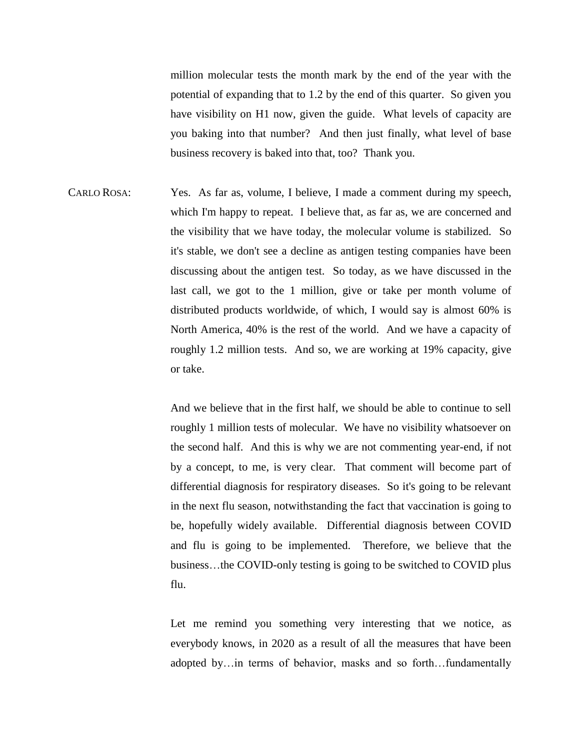million molecular tests the month mark by the end of the year with the potential of expanding that to 1.2 by the end of this quarter. So given you have visibility on H1 now, given the guide. What levels of capacity are you baking into that number? And then just finally, what level of base business recovery is baked into that, too? Thank you.

CARLO ROSA: Yes. As far as, volume, I believe, I made a comment during my speech, which I'm happy to repeat. I believe that, as far as, we are concerned and the visibility that we have today, the molecular volume is stabilized. So it's stable, we don't see a decline as antigen testing companies have been discussing about the antigen test. So today, as we have discussed in the last call, we got to the 1 million, give or take per month volume of distributed products worldwide, of which, I would say is almost 60% is North America, 40% is the rest of the world. And we have a capacity of roughly 1.2 million tests. And so, we are working at 19% capacity, give or take.

And we believe that in the first half, we should be able to continue to sell roughly 1 million tests of molecular. We have no visibility whatsoever on the second half. And this is why we are not commenting year-end, if not by a concept, to me, is very clear. That comment will become part of differential diagnosis for respiratory diseases. So it's going to be relevant in the next flu season, notwithstanding the fact that vaccination is going to be, hopefully widely available. Differential diagnosis between COVID and flu is going to be implemented. Therefore, we believe that the business…the COVID-only testing is going to be switched to COVID plus flu.

Let me remind you something very interesting that we notice, as everybody knows, in 2020 as a result of all the measures that have been adopted by…in terms of behavior, masks and so forth…fundamentally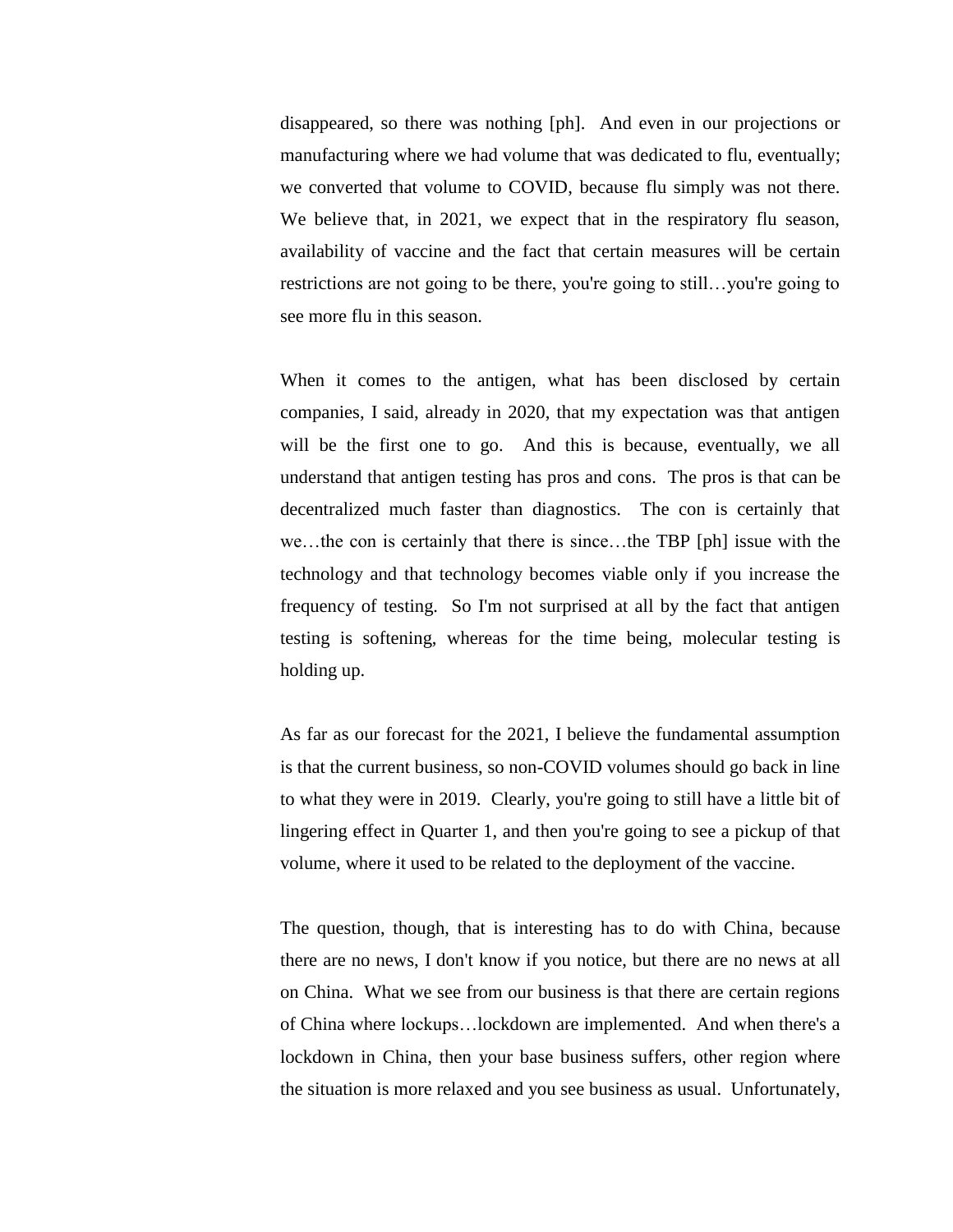disappeared, so there was nothing [ph]. And even in our projections or manufacturing where we had volume that was dedicated to flu, eventually; we converted that volume to COVID, because flu simply was not there. We believe that, in 2021, we expect that in the respiratory flu season, availability of vaccine and the fact that certain measures will be certain restrictions are not going to be there, you're going to still…you're going to see more flu in this season.

When it comes to the antigen, what has been disclosed by certain companies, I said, already in 2020, that my expectation was that antigen will be the first one to go. And this is because, eventually, we all understand that antigen testing has pros and cons. The pros is that can be decentralized much faster than diagnostics. The con is certainly that we…the con is certainly that there is since…the TBP [ph] issue with the technology and that technology becomes viable only if you increase the frequency of testing. So I'm not surprised at all by the fact that antigen testing is softening, whereas for the time being, molecular testing is holding up.

As far as our forecast for the 2021, I believe the fundamental assumption is that the current business, so non-COVID volumes should go back in line to what they were in 2019. Clearly, you're going to still have a little bit of lingering effect in Quarter 1, and then you're going to see a pickup of that volume, where it used to be related to the deployment of the vaccine.

The question, though, that is interesting has to do with China, because there are no news, I don't know if you notice, but there are no news at all on China. What we see from our business is that there are certain regions of China where lockups…lockdown are implemented. And when there's a lockdown in China, then your base business suffers, other region where the situation is more relaxed and you see business as usual. Unfortunately,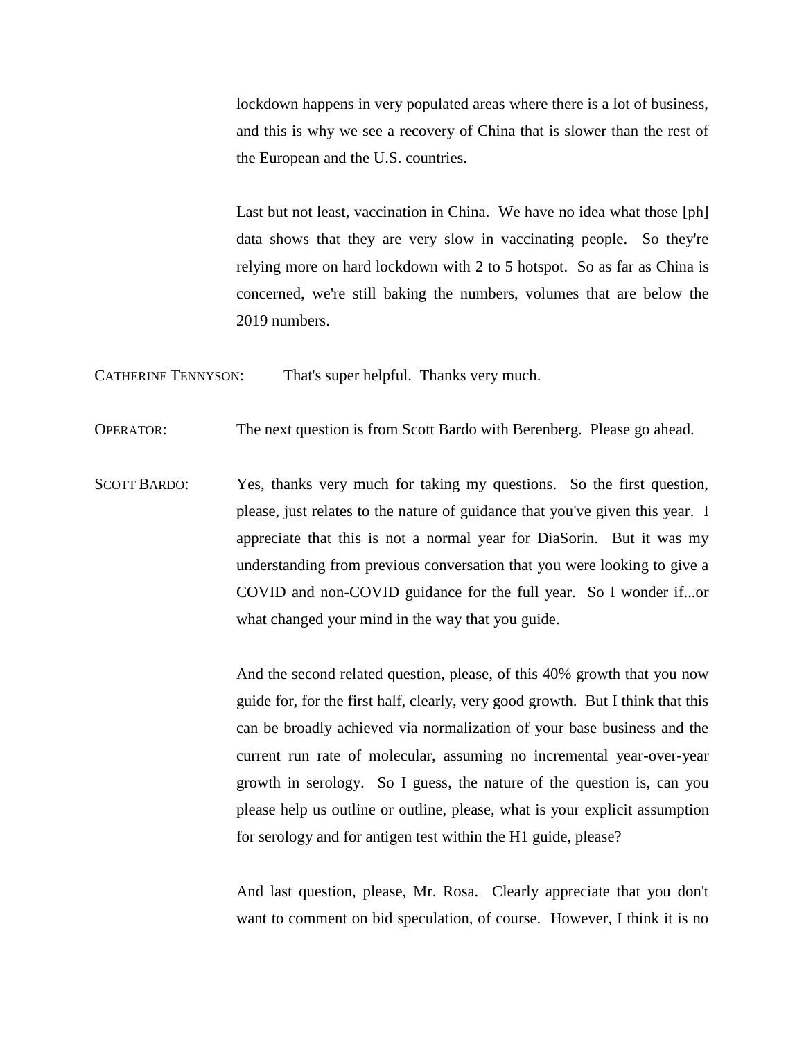lockdown happens in very populated areas where there is a lot of business, and this is why we see a recovery of China that is slower than the rest of the European and the U.S. countries.

Last but not least, vaccination in China. We have no idea what those [ph] data shows that they are very slow in vaccinating people. So they're relying more on hard lockdown with 2 to 5 hotspot. So as far as China is concerned, we're still baking the numbers, volumes that are below the 2019 numbers.

CATHERINE TENNYSON: That's super helpful. Thanks very much.

OPERATOR: The next question is from Scott Bardo with Berenberg. Please go ahead.

SCOTT BARDO: Yes, thanks very much for taking my questions. So the first question, please, just relates to the nature of guidance that you've given this year. I appreciate that this is not a normal year for DiaSorin. But it was my understanding from previous conversation that you were looking to give a COVID and non-COVID guidance for the full year. So I wonder if...or what changed your mind in the way that you guide.

And the second related question, please, of this 40% growth that you now guide for, for the first half, clearly, very good growth. But I think that this can be broadly achieved via normalization of your base business and the current run rate of molecular, assuming no incremental year-over-year growth in serology. So I guess, the nature of the question is, can you please help us outline or outline, please, what is your explicit assumption for serology and for antigen test within the H1 guide, please?

And last question, please, Mr. Rosa. Clearly appreciate that you don't want to comment on bid speculation, of course. However, I think it is no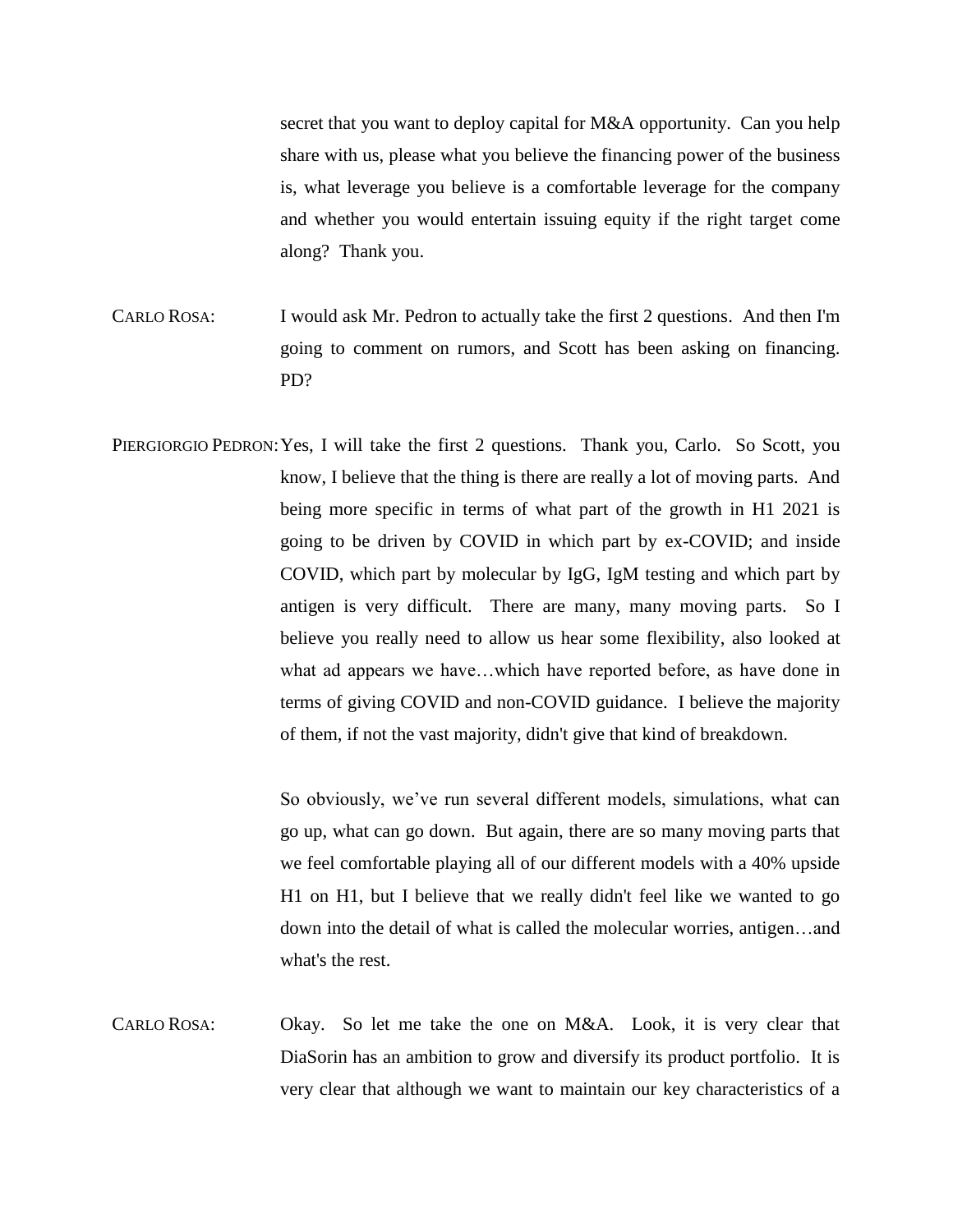secret that you want to deploy capital for M&A opportunity. Can you help share with us, please what you believe the financing power of the business is, what leverage you believe is a comfortable leverage for the company and whether you would entertain issuing equity if the right target come along? Thank you.

CARLO ROSA: I would ask Mr. Pedron to actually take the first 2 questions. And then I'm going to comment on rumors, and Scott has been asking on financing. PD?

PIERGIORGIO PEDRON: Yes, I will take the first 2 questions. Thank you, Carlo. So Scott, you know, I believe that the thing is there are really a lot of moving parts. And being more specific in terms of what part of the growth in H1 2021 is going to be driven by COVID in which part by ex-COVID; and inside COVID, which part by molecular by IgG, IgM testing and which part by antigen is very difficult. There are many, many moving parts. So I believe you really need to allow us hear some flexibility, also looked at what ad appears we have…which have reported before, as have done in terms of giving COVID and non-COVID guidance. I believe the majority of them, if not the vast majority, didn't give that kind of breakdown.

So obviously, we've run several different models, simulations, what can go up, what can go down. But again, there are so many moving parts that we feel comfortable playing all of our different models with a 40% upside H1 on H1, but I believe that we really didn't feel like we wanted to go down into the detail of what is called the molecular worries, antigen…and what's the rest.

CARLO ROSA: Okay. So let me take the one on M&A. Look, it is very clear that DiaSorin has an ambition to grow and diversify its product portfolio. It is very clear that although we want to maintain our key characteristics of a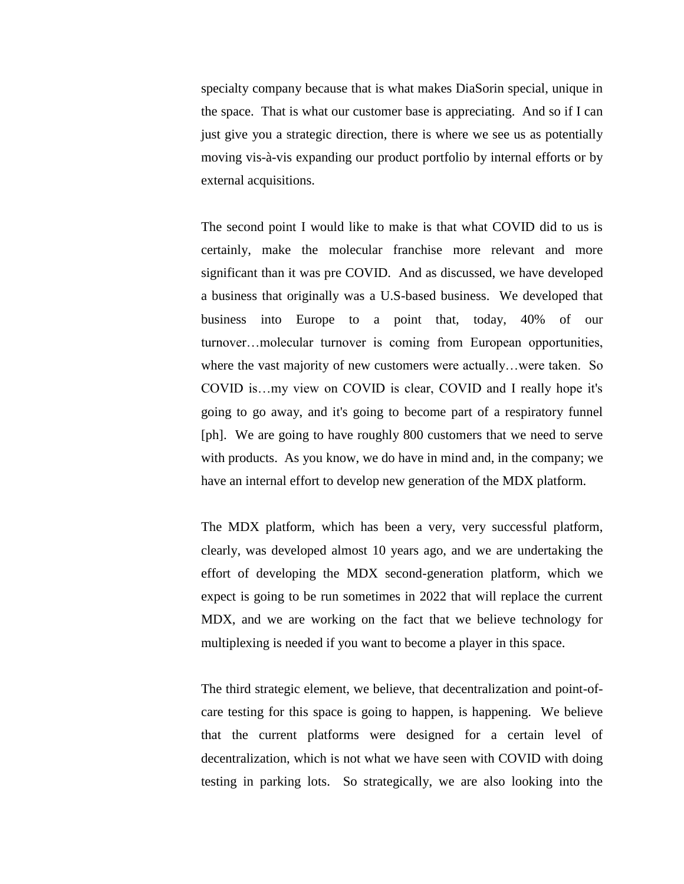specialty company because that is what makes DiaSorin special, unique in the space. That is what our customer base is appreciating. And so if I can just give you a strategic direction, there is where we see us as potentially moving vis-à-vis expanding our product portfolio by internal efforts or by external acquisitions.

The second point I would like to make is that what COVID did to us is certainly, make the molecular franchise more relevant and more significant than it was pre COVID. And as discussed, we have developed a business that originally was a U.S-based business. We developed that business into Europe to a point that, today, 40% of our turnover…molecular turnover is coming from European opportunities, where the vast majority of new customers were actually…were taken. So COVID is…my view on COVID is clear, COVID and I really hope it's going to go away, and it's going to become part of a respiratory funnel [ph]. We are going to have roughly 800 customers that we need to serve with products. As you know, we do have in mind and, in the company; we have an internal effort to develop new generation of the MDX platform.

The MDX platform, which has been a very, very successful platform, clearly, was developed almost 10 years ago, and we are undertaking the effort of developing the MDX second-generation platform, which we expect is going to be run sometimes in 2022 that will replace the current MDX, and we are working on the fact that we believe technology for multiplexing is needed if you want to become a player in this space.

The third strategic element, we believe, that decentralization and point-of-care testing for this space is going to happen, is happening. We believe that the current platforms were designed for a certain level of decentralization, which is not what we have seen with COVID with doing testing in parking lots. So strategically, we are also looking into the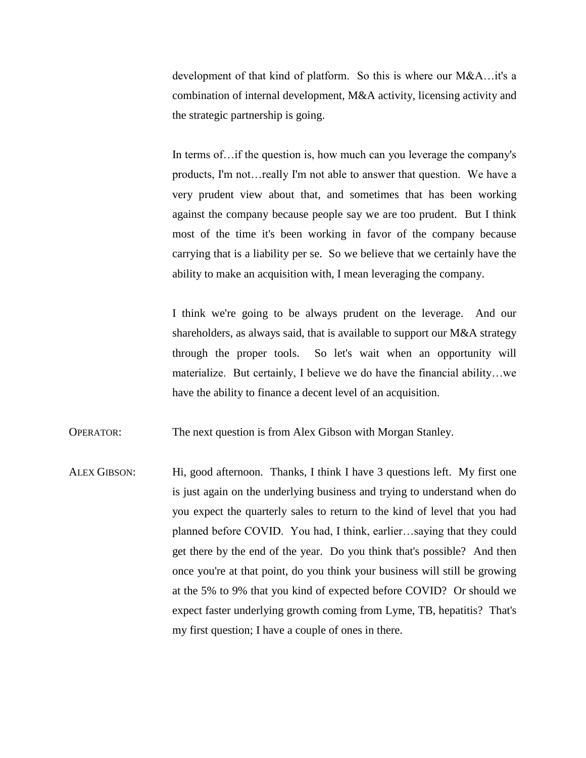development of that kind of platform. So this is where our M&A…it's a combination of internal development, M&A activity, licensing activity and the strategic partnership is going.

In terms of…if the question is, how much can you leverage the company's products, I'm not…really I'm not able to answer that question. We have a very prudent view about that, and sometimes that has been working against the company because people say we are too prudent. But I think most of the time it's been working in favor of the company because carrying that is a liability per se. So we believe that we certainly have the ability to make an acquisition with, I mean leveraging the company.

I think we're going to be always prudent on the leverage. And our shareholders, as always said, that is available to support our M&A strategy through the proper tools. So let's wait when an opportunity will materialize. But certainly, I believe we do have the financial ability…we have the ability to finance a decent level of an acquisition.

OPERATOR: The next question is from Alex Gibson with Morgan Stanley.

ALEX GIBSON: Hi, good afternoon. Thanks, I think I have 3 questions left. My first one is just again on the underlying business and trying to understand when do you expect the quarterly sales to return to the kind of level that you had planned before COVID. You had, I think, earlier…saying that they could get there by the end of the year. Do you think that's possible? And then once you're at that point, do you think your business will still be growing at the 5% to 9% that you kind of expected before COVID? Or should we expect faster underlying growth coming from Lyme, TB, hepatitis? That's my first question; I have a couple of ones in there.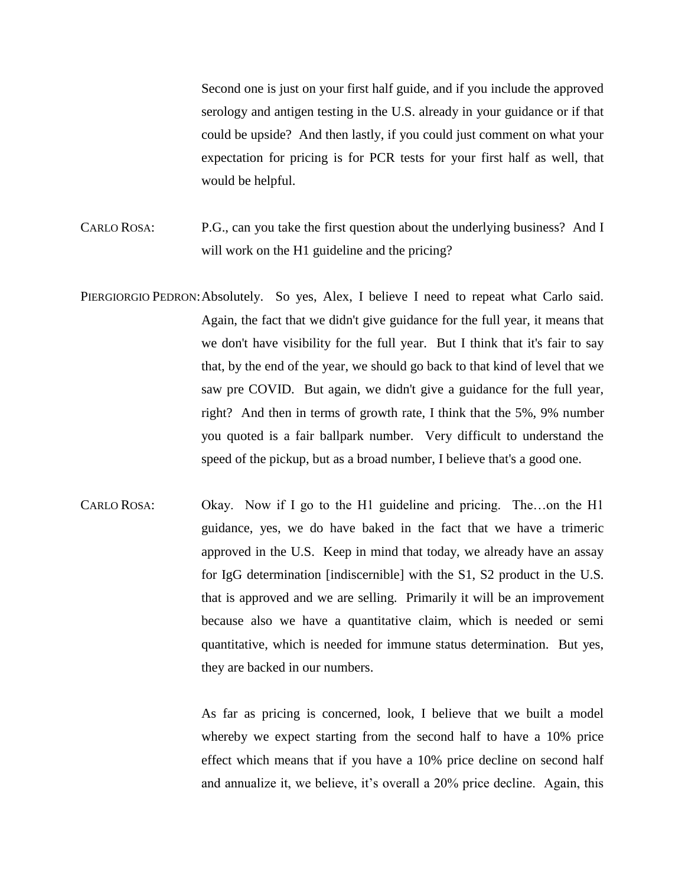Second one is just on your first half guide, and if you include the approved serology and antigen testing in the U.S. already in your guidance or if that could be upside? And then lastly, if you could just comment on what your expectation for pricing is for PCR tests for your first half as well, that would be helpful.

CARLO ROSA: P.G., can you take the first question about the underlying business? And I will work on the H1 guideline and the pricing?

PIERGIORGIO PEDRON: Absolutely. So yes, Alex, I believe I need to repeat what Carlo said. Again, the fact that we didn't give guidance for the full year, it means that we don't have visibility for the full year. But I think that it's fair to say that, by the end of the year, we should go back to that kind of level that we saw pre COVID. But again, we didn't give a guidance for the full year, right? And then in terms of growth rate, I think that the 5%, 9% number you quoted is a fair ballpark number. Very difficult to understand the speed of the pickup, but as a broad number, I believe that's a good one.

CARLO ROSA: Okay. Now if I go to the H1 guideline and pricing. The…on the H1 guidance, yes, we do have baked in the fact that we have a trimeric approved in the U.S. Keep in mind that today, we already have an assay for IgG determination [indiscernible] with the S1, S2 product in the U.S. that is approved and we are selling. Primarily it will be an improvement because also we have a quantitative claim, which is needed or semi quantitative, which is needed for immune status determination. But yes, they are backed in our numbers.

As far as pricing is concerned, look, I believe that we built a model whereby we expect starting from the second half to have a 10% price effect which means that if you have a 10% price decline on second half and annualize it, we believe, it’s overall a 20% price decline. Again, this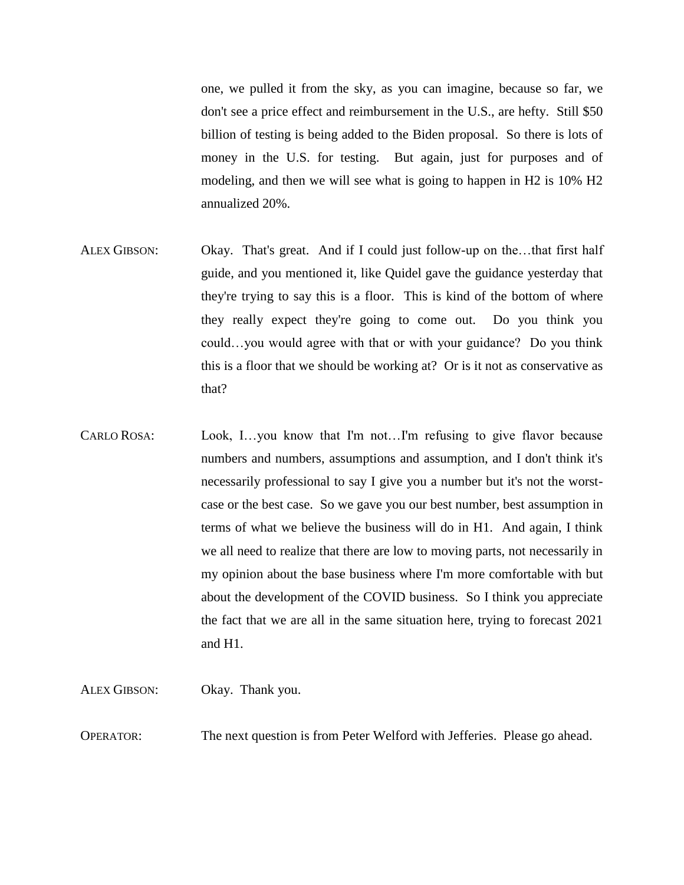one, we pulled it from the sky, as you can imagine, because so far, we don't see a price effect and reimbursement in the U.S., are hefty. Still $50 billion of testing is being added to the Biden proposal. So there is lots of money in the U.S. for testing. But again, just for purposes and of modeling, and then we will see what is going to happen in H2 is 10% H2 annualized 20%.

ALEX GIBSON: Okay. That's great. And if I could just follow-up on the…that first half guide, and you mentioned it, like Quidel gave the guidance yesterday that they're trying to say this is a floor. This is kind of the bottom of where they really expect they're going to come out. Do you think you could…you would agree with that or with your guidance? Do you think this is a floor that we should be working at? Or is it not as conservative as that?

CARLO ROSA: Look, I…you know that I'm not…I'm refusing to give flavor because numbers and numbers, assumptions and assumption, and I don't think it's necessarily professional to say I give you a number but it's not the worst-case or the best case. So we gave you our best number, best assumption in terms of what we believe the business will do in H1. And again, I think we all need to realize that there are low to moving parts, not necessarily in my opinion about the base business where I'm more comfortable with but about the development of the COVID business. So I think you appreciate the fact that we are all in the same situation here, trying to forecast 2021 and H1.

ALEX GIBSON: Okay. Thank you.

OPERATOR: The next question is from Peter Welford with Jefferies. Please go ahead.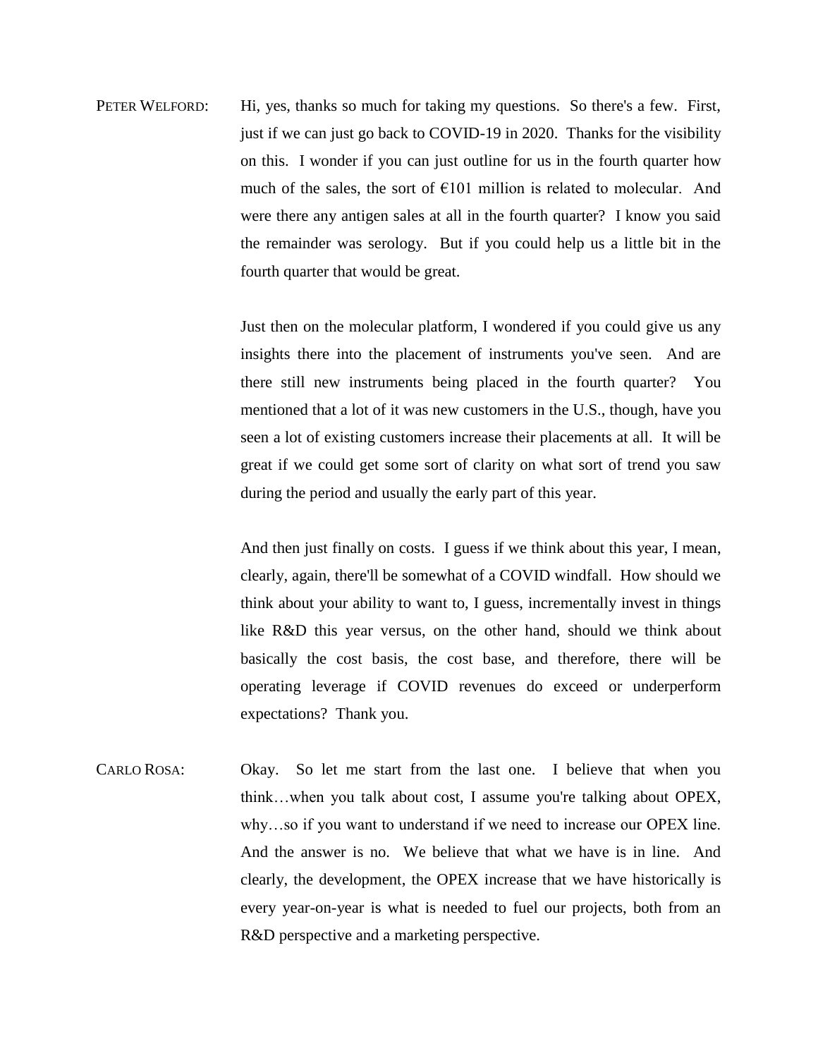PETER WELFORD: Hi, yes, thanks so much for taking my questions. So there's a few. First, just if we can just go back to COVID-19 in 2020. Thanks for the visibility on this. I wonder if you can just outline for us in the fourth quarter how much of the sales, the sort of €101 million is related to molecular. And were there any antigen sales at all in the fourth quarter? I know you said the remainder was serology. But if you could help us a little bit in the fourth quarter that would be great.

Just then on the molecular platform, I wondered if you could give us any insights there into the placement of instruments you've seen. And are there still new instruments being placed in the fourth quarter? You mentioned that a lot of it was new customers in the U.S., though, have you seen a lot of existing customers increase their placements at all. It will be great if we could get some sort of clarity on what sort of trend you saw during the period and usually the early part of this year.

And then just finally on costs. I guess if we think about this year, I mean, clearly, again, there'll be somewhat of a COVID windfall. How should we think about your ability to want to, I guess, incrementally invest in things like R&D this year versus, on the other hand, should we think about basically the cost basis, the cost base, and therefore, there will be operating leverage if COVID revenues do exceed or underperform expectations? Thank you.

CARLO ROSA: Okay. So let me start from the last one. I believe that when you think…when you talk about cost, I assume you're talking about OPEX, why…so if you want to understand if we need to increase our OPEX line. And the answer is no. We believe that what we have is in line. And clearly, the development, the OPEX increase that we have historically is every year-on-year is what is needed to fuel our projects, both from an R&D perspective and a marketing perspective.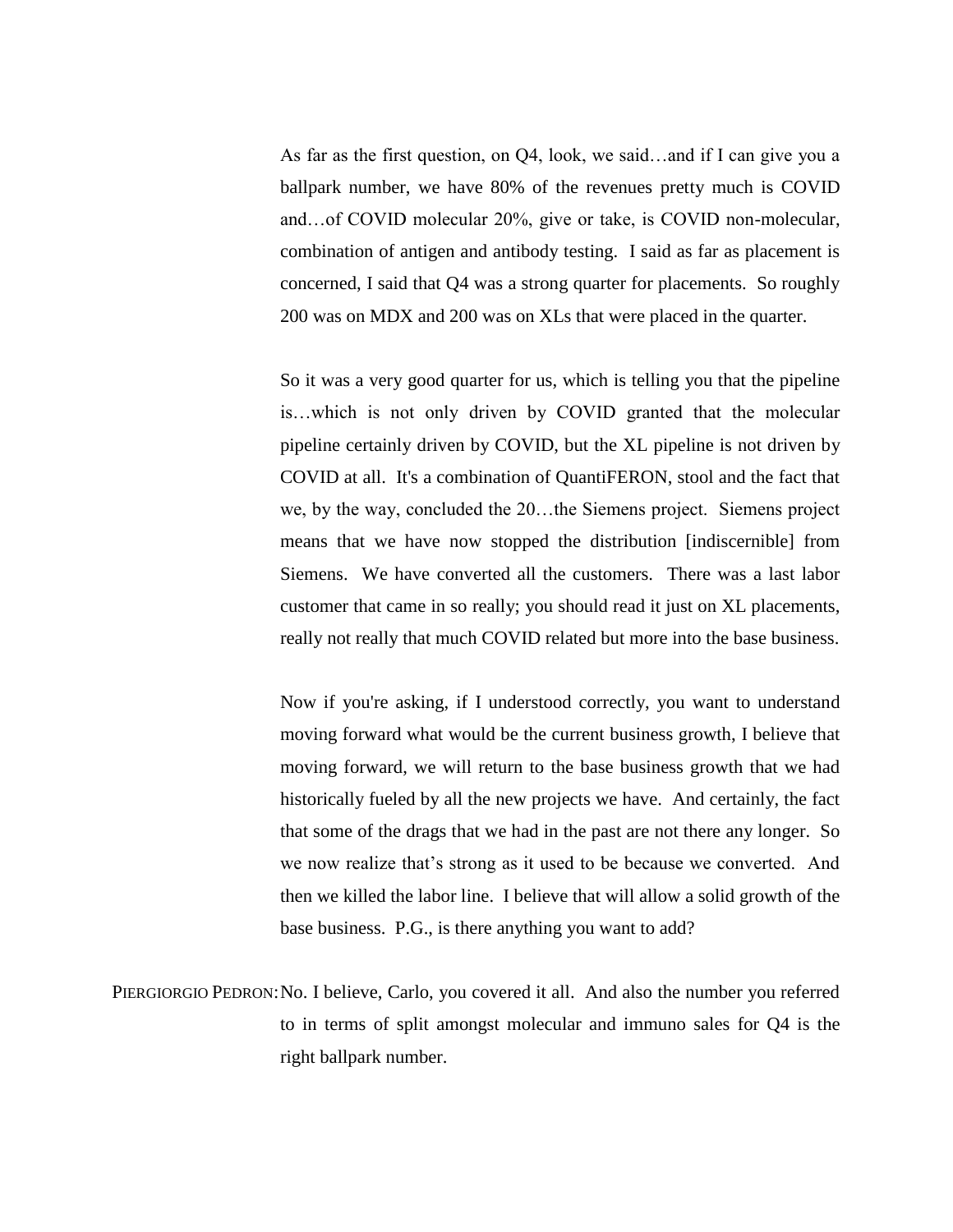As far as the first question, on Q4, look, we said…and if I can give you a ballpark number, we have 80% of the revenues pretty much is COVID and…of COVID molecular 20%, give or take, is COVID non-molecular, combination of antigen and antibody testing. I said as far as placement is concerned, I said that Q4 was a strong quarter for placements. So roughly 200 was on MDX and 200 was on XLs that were placed in the quarter.

So it was a very good quarter for us, which is telling you that the pipeline is…which is not only driven by COVID granted that the molecular pipeline certainly driven by COVID, but the XL pipeline is not driven by COVID at all. It's a combination of QuantiFERON, stool and the fact that we, by the way, concluded the 20…the Siemens project. Siemens project means that we have now stopped the distribution [indiscernible] from Siemens. We have converted all the customers. There was a last labor customer that came in so really; you should read it just on XL placements, really not really that much COVID related but more into the base business.

Now if you're asking, if I understood correctly, you want to understand moving forward what would be the current business growth, I believe that moving forward, we will return to the base business growth that we had historically fueled by all the new projects we have. And certainly, the fact that some of the drags that we had in the past are not there any longer. So we now realize that's strong as it used to be because we converted. And then we killed the labor line. I believe that will allow a solid growth of the base business. P.G., is there anything you want to add?

PIERGIORGIO PEDRON: No. I believe, Carlo, you covered it all. And also the number you referred to in terms of split amongst molecular and immuno sales for Q4 is the right ballpark number.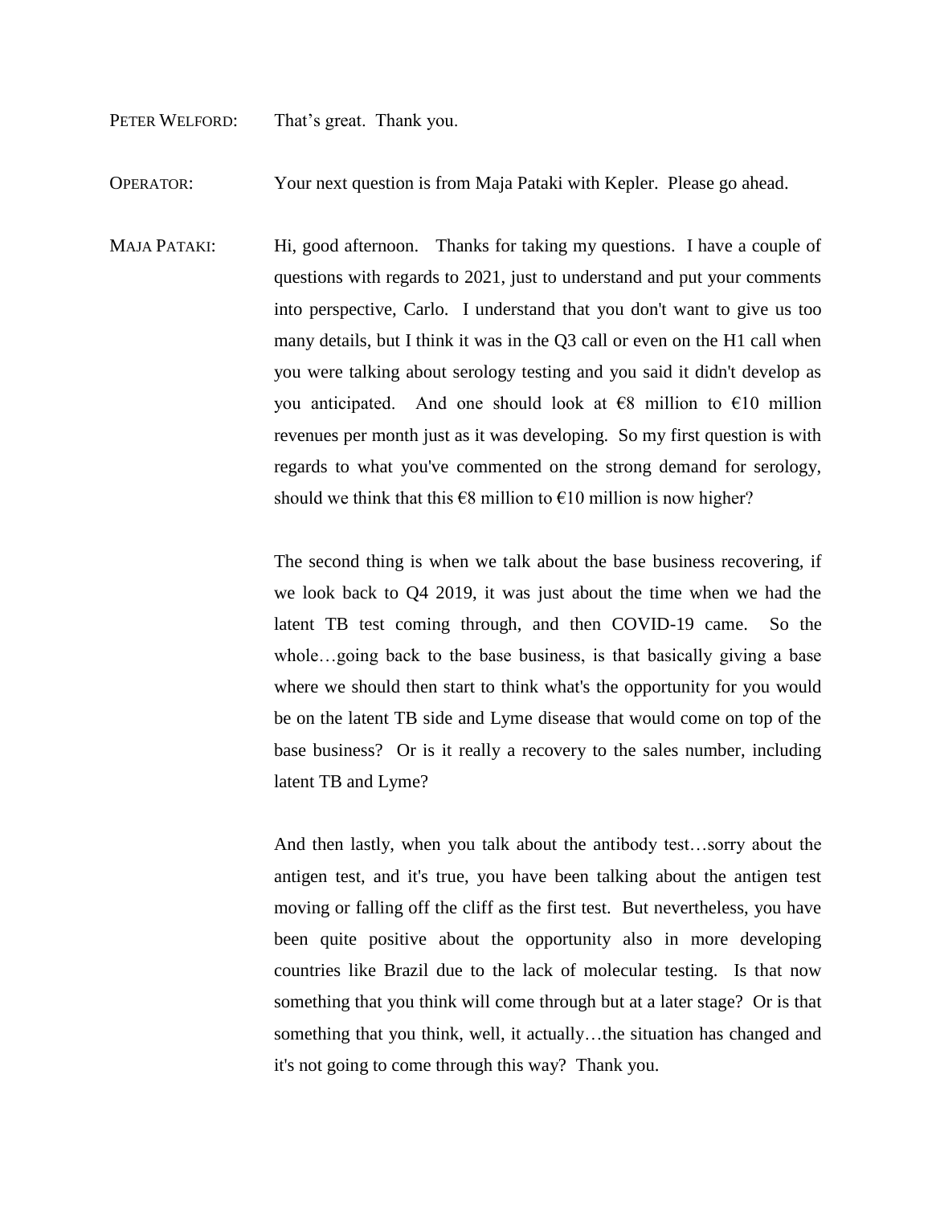PETER WELFORD: That's great. Thank you.

OPERATOR: Your next question is from Maja Pataki with Kepler. Please go ahead.

MAJA PATAKI: Hi, good afternoon. Thanks for taking my questions. I have a couple of questions with regards to 2021, just to understand and put your comments into perspective, Carlo. I understand that you don't want to give us too many details, but I think it was in the Q3 call or even on the H1 call when you were talking about serology testing and you said it didn't develop as you anticipated. And one should look at €8 million to €10 million revenues per month just as it was developing. So my first question is with regards to what you've commented on the strong demand for serology, should we think that this €8 million to €10 million is now higher?

The second thing is when we talk about the base business recovering, if we look back to Q4 2019, it was just about the time when we had the latent TB test coming through, and then COVID-19 came. So the whole…going back to the base business, is that basically giving a base where we should then start to think what's the opportunity for you would be on the latent TB side and Lyme disease that would come on top of the base business? Or is it really a recovery to the sales number, including latent TB and Lyme?

And then lastly, when you talk about the antibody test…sorry about the antigen test, and it's true, you have been talking about the antigen test moving or falling off the cliff as the first test. But nevertheless, you have been quite positive about the opportunity also in more developing countries like Brazil due to the lack of molecular testing. Is that now something that you think will come through but at a later stage? Or is that something that you think, well, it actually…the situation has changed and it's not going to come through this way? Thank you.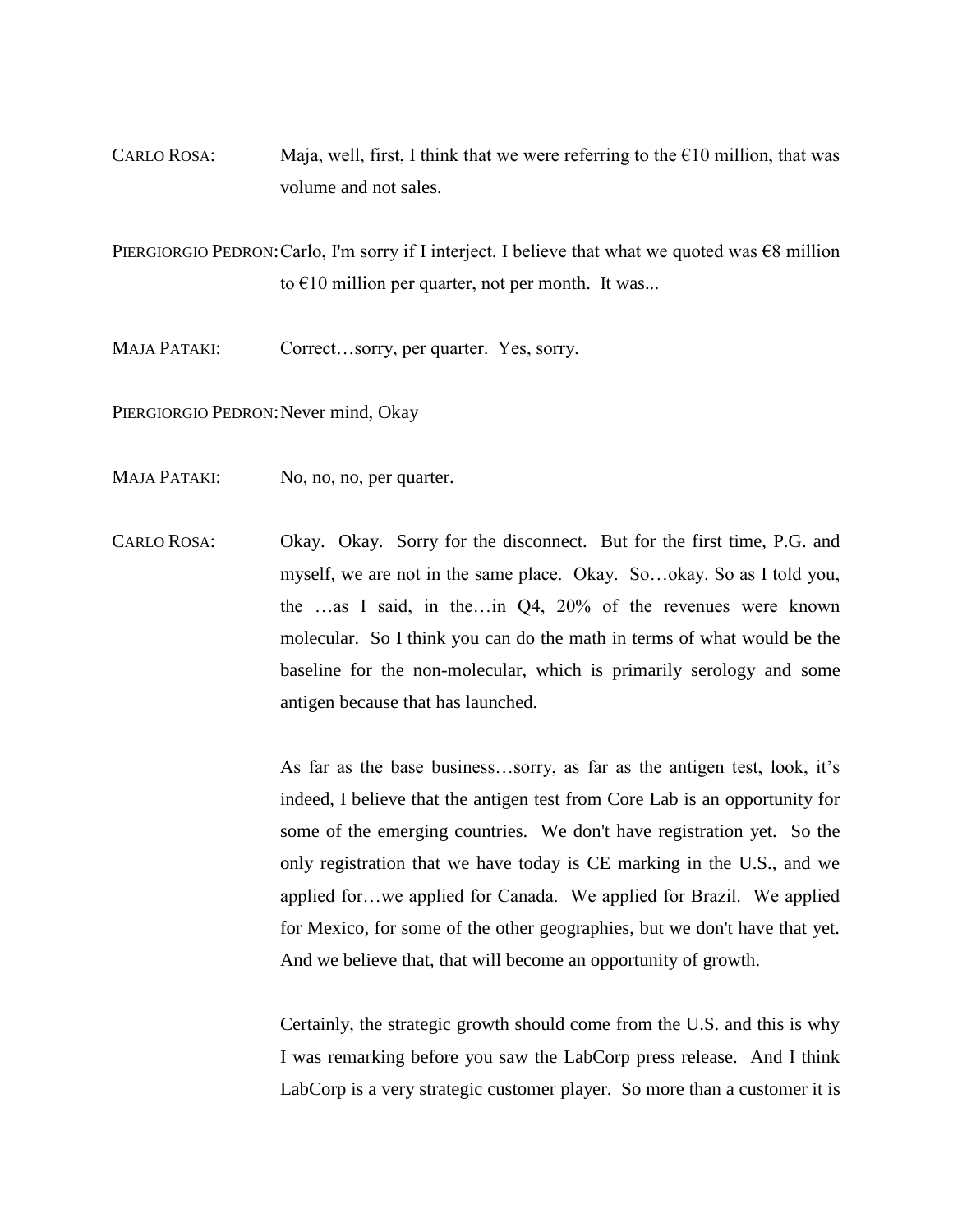CARLO ROSA: Maja, well, first, I think that we were referring to the €10 million, that was volume and not sales.

PIERGIORGIO PEDRON: Carlo, I'm sorry if I interject. I believe that what we quoted was €8 million to €10 million per quarter, not per month. It was...

MAJA PATAKI: Correct…sorry, per quarter. Yes, sorry.

PIERGIORGIO PEDRON: Never mind, Okay

MAJA PATAKI: No, no, no, per quarter.

CARLO ROSA: Okay. Okay. Sorry for the disconnect. But for the first time, P.G. and myself, we are not in the same place. Okay. So…okay. So as I told you, the …as I said, in the…in Q4, 20% of the revenues were known molecular. So I think you can do the math in terms of what would be the baseline for the non-molecular, which is primarily serology and some antigen because that has launched.

As far as the base business…sorry, as far as the antigen test, look, it's indeed, I believe that the antigen test from Core Lab is an opportunity for some of the emerging countries. We don't have registration yet. So the only registration that we have today is CE marking in the U.S., and we applied for…we applied for Canada. We applied for Brazil. We applied for Mexico, for some of the other geographies, but we don't have that yet. And we believe that, that will become an opportunity of growth.

Certainly, the strategic growth should come from the U.S. and this is why I was remarking before you saw the LabCorp press release. And I think LabCorp is a very strategic customer player. So more than a customer it is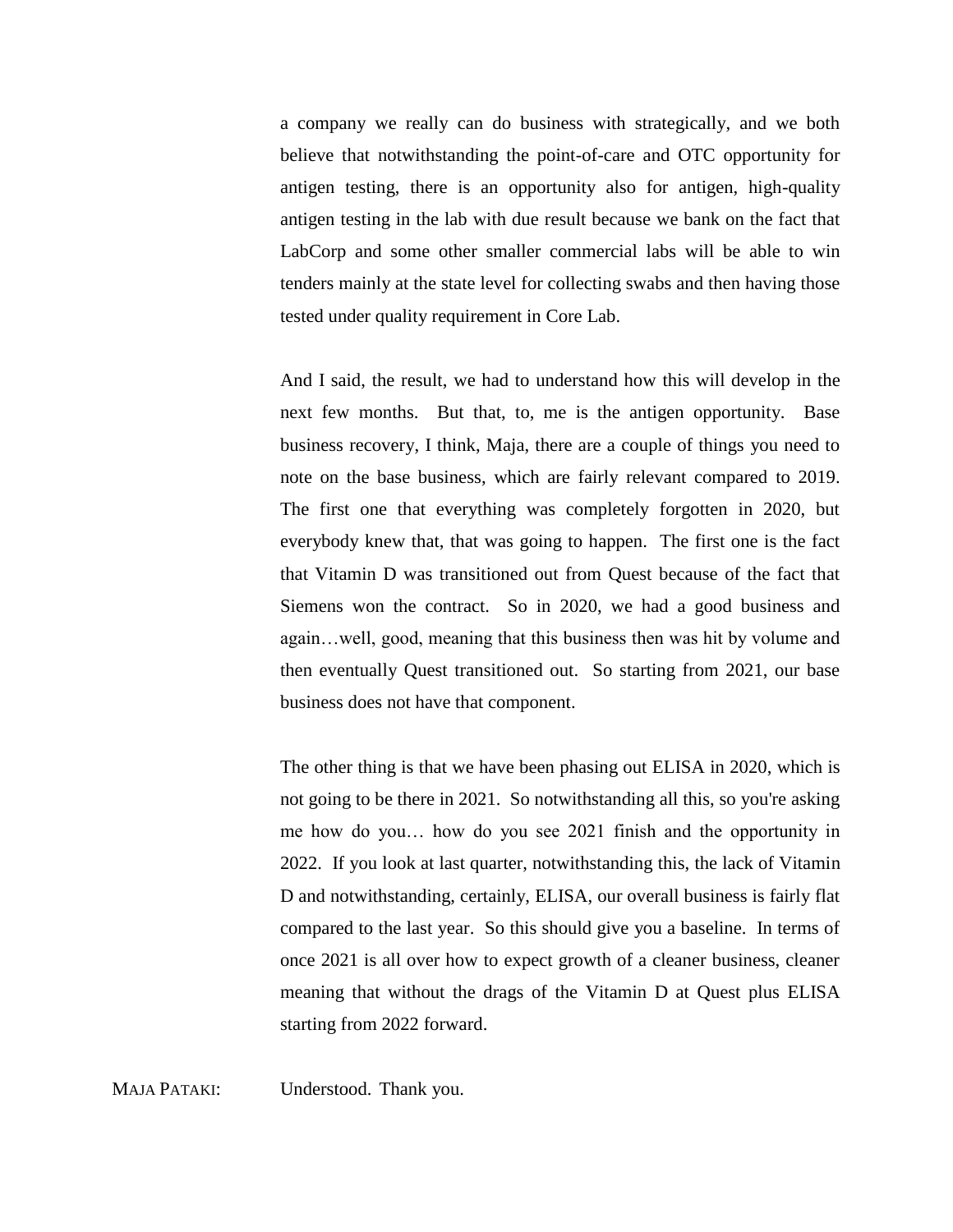a company we really can do business with strategically, and we both believe that notwithstanding the point-of-care and OTC opportunity for antigen testing, there is an opportunity also for antigen, high-quality antigen testing in the lab with due result because we bank on the fact that LabCorp and some other smaller commercial labs will be able to win tenders mainly at the state level for collecting swabs and then having those tested under quality requirement in Core Lab.

And I said, the result, we had to understand how this will develop in the next few months. But that, to, me is the antigen opportunity. Base business recovery, I think, Maja, there are a couple of things you need to note on the base business, which are fairly relevant compared to 2019. The first one that everything was completely forgotten in 2020, but everybody knew that, that was going to happen. The first one is the fact that Vitamin D was transitioned out from Quest because of the fact that Siemens won the contract. So in 2020, we had a good business and again…well, good, meaning that this business then was hit by volume and then eventually Quest transitioned out. So starting from 2021, our base business does not have that component.

The other thing is that we have been phasing out ELISA in 2020, which is not going to be there in 2021. So notwithstanding all this, so you're asking me how do you… how do you see 2021 finish and the opportunity in 2022. If you look at last quarter, notwithstanding this, the lack of Vitamin D and notwithstanding, certainly, ELISA, our overall business is fairly flat compared to the last year. So this should give you a baseline. In terms of once 2021 is all over how to expect growth of a cleaner business, cleaner meaning that without the drags of the Vitamin D at Quest plus ELISA starting from 2022 forward.

MAJA PATAKI: Understood. Thank you.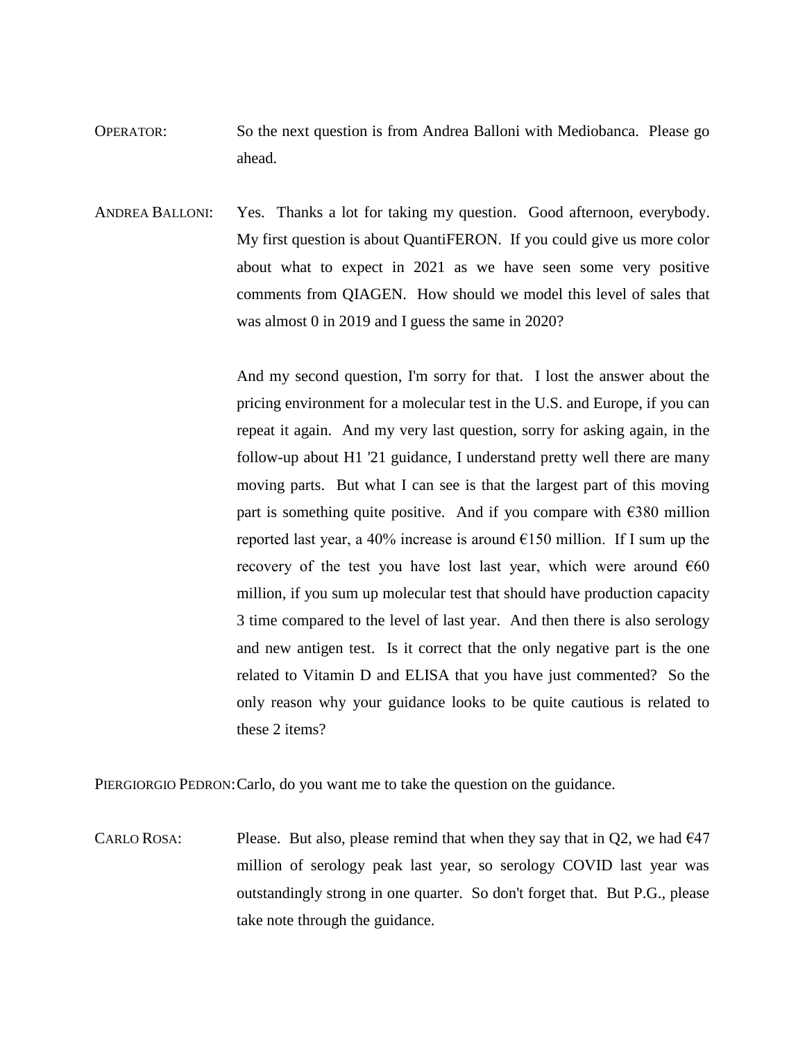OPERATOR: So the next question is from Andrea Balloni with Mediobanca. Please go ahead.

ANDREA BALLONI: Yes. Thanks a lot for taking my question. Good afternoon, everybody. My first question is about QuantiFERON. If you could give us more color about what to expect in 2021 as we have seen some very positive comments from QIAGEN. How should we model this level of sales that was almost 0 in 2019 and I guess the same in 2020?

And my second question, I'm sorry for that. I lost the answer about the pricing environment for a molecular test in the U.S. and Europe, if you can repeat it again. And my very last question, sorry for asking again, in the follow-up about H1 '21 guidance, I understand pretty well there are many moving parts. But what I can see is that the largest part of this moving part is something quite positive. And if you compare with €380 million reported last year, a 40% increase is around €150 million. If I sum up the recovery of the test you have lost last year, which were around €60 million, if you sum up molecular test that should have production capacity 3 time compared to the level of last year. And then there is also serology and new antigen test. Is it correct that the only negative part is the one related to Vitamin D and ELISA that you have just commented? So the only reason why your guidance looks to be quite cautious is related to these 2 items?

PIERGIORGIO PEDRON: Carlo, do you want me to take the question on the guidance.

CARLO ROSA: Please. But also, please remind that when they say that in Q2, we had €47 million of serology peak last year, so serology COVID last year was outstandingly strong in one quarter. So don't forget that. But P.G., please take note through the guidance.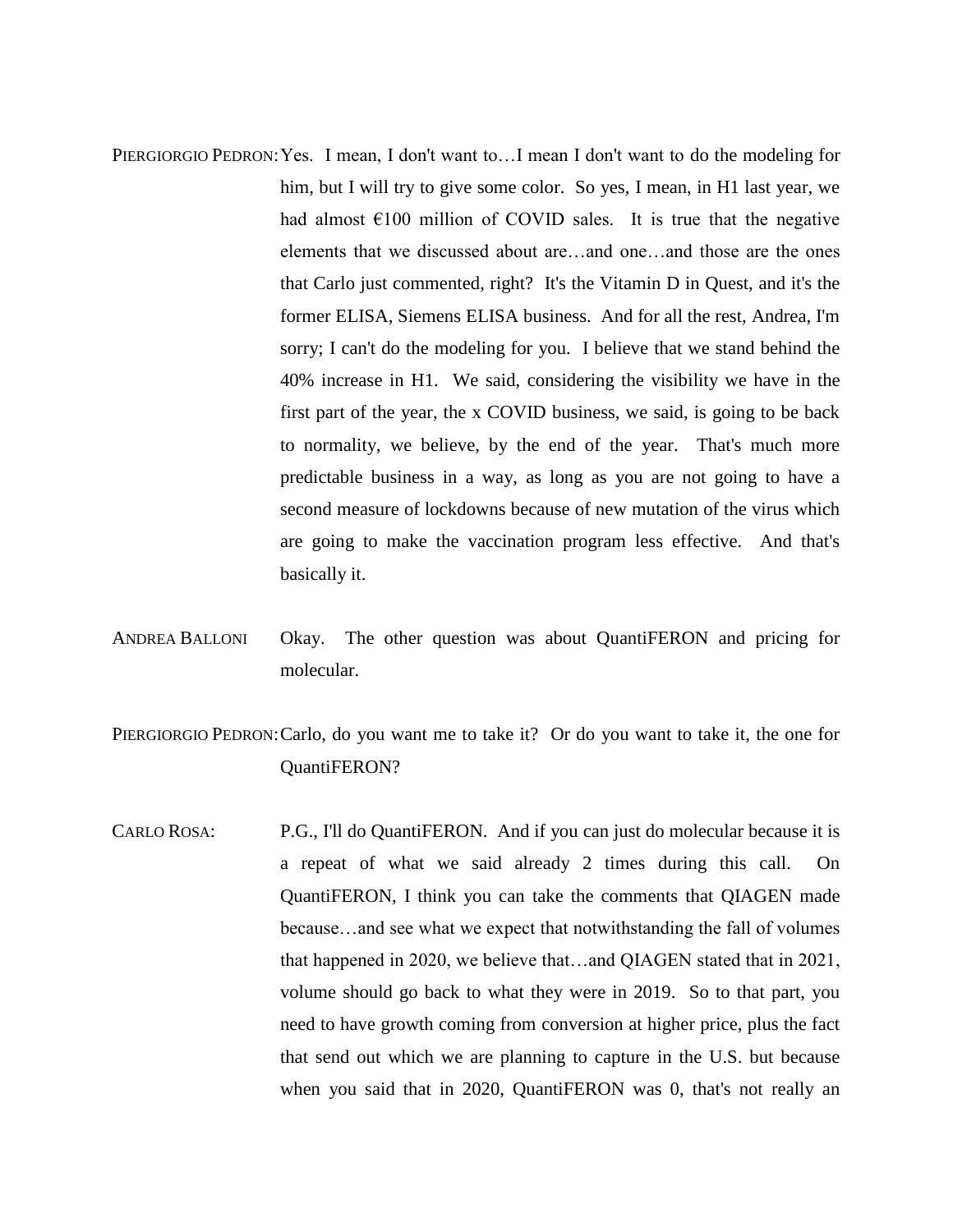PIERGIORGIO PEDRON: Yes. I mean, I don't want to…I mean I don't want to do the modeling for him, but I will try to give some color. So yes, I mean, in H1 last year, we had almost €100 million of COVID sales. It is true that the negative elements that we discussed about are…and one…and those are the ones that Carlo just commented, right? It's the Vitamin D in Quest, and it's the former ELISA, Siemens ELISA business. And for all the rest, Andrea, I'm sorry; I can't do the modeling for you. I believe that we stand behind the 40% increase in H1. We said, considering the visibility we have in the first part of the year, the x COVID business, we said, is going to be back to normality, we believe, by the end of the year. That's much more predictable business in a way, as long as you are not going to have a second measure of lockdowns because of new mutation of the virus which are going to make the vaccination program less effective. And that's basically it.

ANDREA BALLONI: Okay. The other question was about QuantiFERON and pricing for molecular.

PIERGIORGIO PEDRON: Carlo, do you want me to take it? Or do you want to take it, the one for QuantiFERON?

CARLO ROSA: P.G., I'll do QuantiFERON. And if you can just do molecular because it is a repeat of what we said already 2 times during this call. On QuantiFERON, I think you can take the comments that QIAGEN made because…and see what we expect that notwithstanding the fall of volumes that happened in 2020, we believe that…and QIAGEN stated that in 2021, volume should go back to what they were in 2019. So to that part, you need to have growth coming from conversion at higher price, plus the fact that send out which we are planning to capture in the U.S. but because when you said that in 2020, QuantiFERON was 0, that's not really an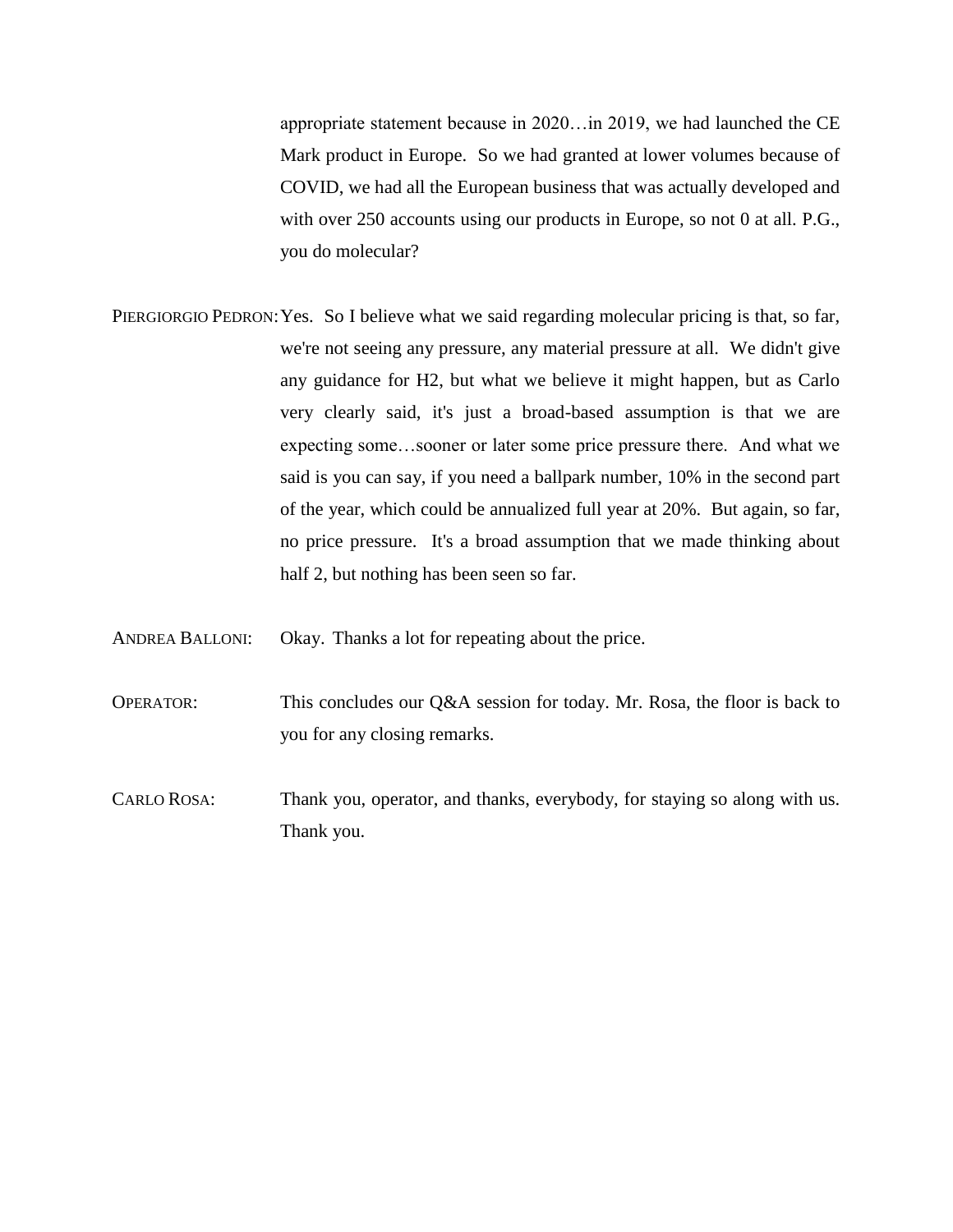appropriate statement because in 2020…in 2019, we had launched the CE Mark product in Europe. So we had granted at lower volumes because of COVID, we had all the European business that was actually developed and with over 250 accounts using our products in Europe, so not 0 at all. P.G., you do molecular?

PIERGIORGIO PEDRON: Yes. So I believe what we said regarding molecular pricing is that, so far, we're not seeing any pressure, any material pressure at all. We didn't give any guidance for H2, but what we believe it might happen, but as Carlo very clearly said, it's just a broad-based assumption is that we are expecting some…sooner or later some price pressure there. And what we said is you can say, if you need a ballpark number, 10% in the second part of the year, which could be annualized full year at 20%. But again, so far, no price pressure. It's a broad assumption that we made thinking about half 2, but nothing has been seen so far.

ANDREA BALLONI: Okay. Thanks a lot for repeating about the price.

OPERATOR: This concludes our Q&A session for today. Mr. Rosa, the floor is back to you for any closing remarks.

CARLO ROSA: Thank you, operator, and thanks, everybody, for staying so along with us. Thank you.